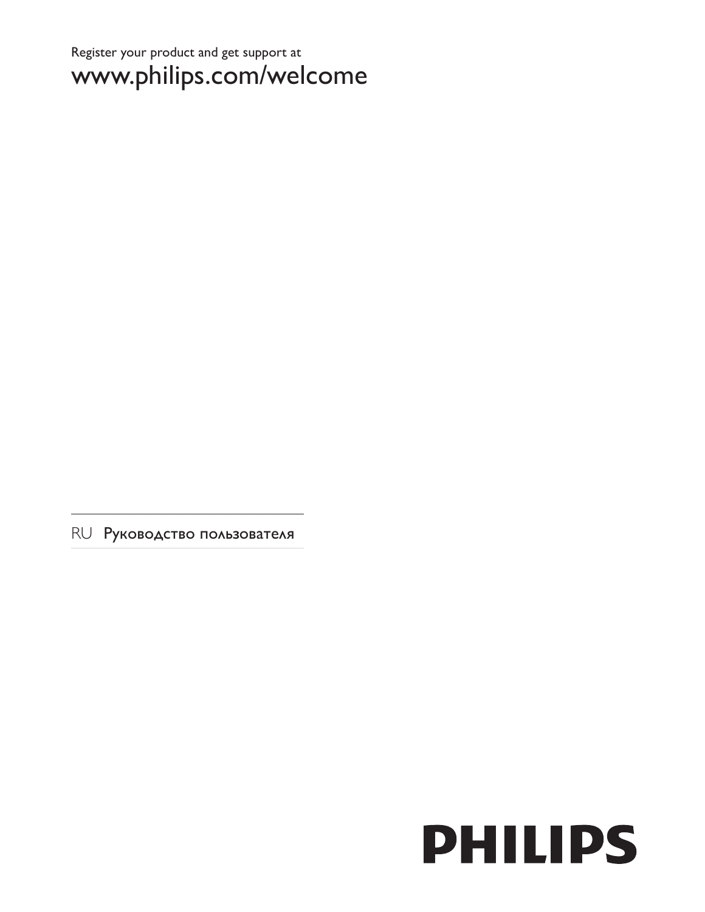Register your product and get support at

www.philips.com/welcome

RU Руководство пользователя

PHILIPS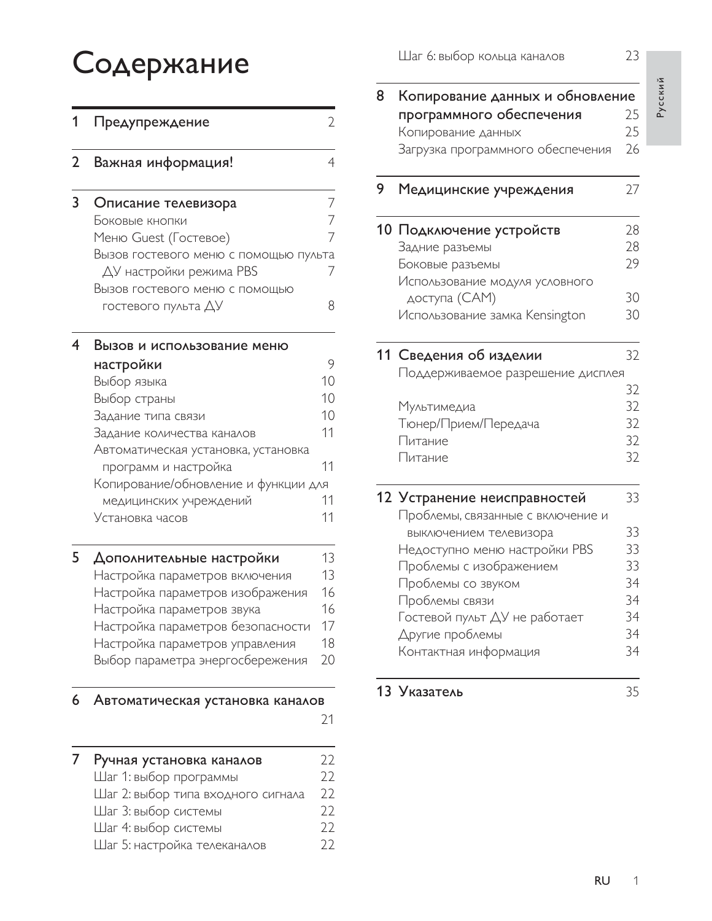# Содержание

**1 Предупреждение** 2

**2 Важная информация!** 4

**3 Описание телевизора** 7
- Боковые кнопки 7
- Меню Guest (Гостевое) 7
- Вызов гостевого меню с помощью пульта ДУ настройки режима PBS 7
- Вызов гостевого меню с помощью гостевого пульта ДУ 8

**4 Вызов и использование меню настройки** 9
- Выбор языка 10
- Выбор страны 10
- Задание типа связи 10
- Задание количества каналов 11
- Автоматическая установка, установка программ и настройка 11
- Копирование/обновление и функции для медицинских учреждений 11
- Установка часов 11

**5 Дополнительные настройки** 13
- Настройка параметров включения 13
- Настройка параметров изображения 16
- Настройка параметров звука 16
- Настройка параметров безопасности 17
- Настройка параметров управления 18
- Выбор параметра энергосбережения 20

**6 Автоматическая установка каналов** 21

**7 Ручная установка каналов** 22
- Шаг 1: выбор программы 22
- Шаг 2: выбор типа входного сигнала 22
- Шаг 3: выбор системы 22
- Шаг 4: выбор системы 22
- Шаг 5: настройка телеканалов 22
- Шаг 6: выбор кольца каналов 23

**8 Копирование данных и обновление программного обеспечения** 25
- Копирование данных 25
- Загрузка программного обеспечения 26

**9 Медицинские учреждения** 27

**10 Подключение устройств** 28
- Задние разъемы 28
- Боковые разъемы 29
- Использование модуля условного доступа (CAM) 30
- Использование замка Kensington 30

**11 Сведения об изделии** 32
- Поддерживаемое разрешение дисплея 32
- Мультимедиа 32
- Тюнер/Прием/Передача 32
- Питание 32
- Питание 32

**12 Устранение неисправностей** 33
- Проблемы, связанные с включение и выключением телевизора 33
- Недоступно меню настройки PBS 33
- Проблемы с изображением 33
- Проблемы со звуком 34
- Проблемы связи 34
- Гостевой пульт ДУ не работает 34
- Другие проблемы 34
- Контактная информация 34

**13 Указатель** 35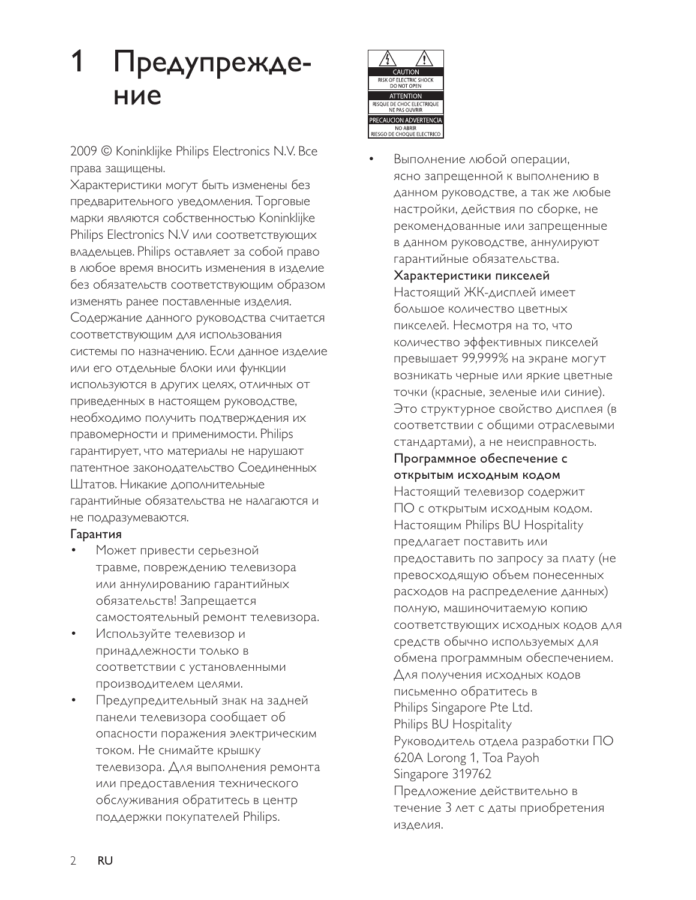# 1 Предупреждение

2009 © Koninklijke Philips Electronics N.V. Все права защищены.

Характеристики могут быть изменены без предварительного уведомления. Торговые марки являются собственностью Koninklijke Philips Electronics N.V или соответствующих владельцев. Philips оставляет за собой право в любое время вносить изменения в изделие без обязательств соответствующим образом изменять ранее поставленные изделия. Содержание данного руководства считается соответствующим для использования системы по назначению. Если данное изделие или его отдельные блоки или функции используются в других целях, отличных от приведенных в настоящем руководстве, необходимо получить подтверждения их правомерности и применимости. Philips гарантирует, что материалы не нарушают патентное законодательство Соединенных Штатов. Никакие дополнительные гарантийные обязательства не налагаются и не подразумеваются.

**Гарантия**

- Может привести серьезной травме, повреждению телевизора или аннулированию гарантийных обязательств! Запрещается самостоятельный ремонт телевизора.
- Используйте телевизор и принадлежности только в соответствии с установленными производителем целями.
- Предупредительный знак на задней панели телевизора сообщает об опасности поражения электрическим током. Не снимайте крышку телевизора. Для выполнения ремонта или предоставления технического обслуживания обратитесь в центр поддержки покупателей Philips.

CAUTION
RISK OF ELECTRIC SHOCK
DO NOT OPEN
ATTENTION
RISQUE DE CHOC ELECTRIQUE
NE PAS OUVRIR
PRECAUCION ADVERTENCIA
NO ABRIR
RIESGO DE CHOQUE ELECTRICO

- Выполнение любой операции, ясно запрещенной к выполнению в данном руководстве, а так же любые настройки, действия по сборке, не рекомендованные или запрещенные в данном руководстве, аннулируют гарантийные обязательства.

**Характеристики пикселей**

Настоящий ЖК-дисплей имеет большое количество цветных пикселей. Несмотря на то, что количество эффективных пикселей превышает 99,999% на экране могут возникать черные или яркие цветные точки (красные, зеленые или синие). Это структурное свойство дисплея (в соответствии с общими отраслевыми стандартами), а не неисправность.

**Программное обеспечение с открытым исходным кодом**

Настоящий телевизор содержит ПО с открытым исходным кодом. Настоящим Philips BU Hospitality предлагает поставить или предоставить по запросу за плату (не превосходящую объем понесенных расходов на распределение данных) полную, машиночитаемую копию соответствующих исходных кодов для средств обычно используемых для обмена программным обеспечением. Для получения исходных кодов письменно обратитесь в
Philips Singapore Pte Ltd.
Philips BU Hospitality
Руководитель отдела разработки ПО
620A Lorong 1, Toa Payoh
Singapore 319762
Предложение действительно в течение 3 лет с даты приобретения изделия.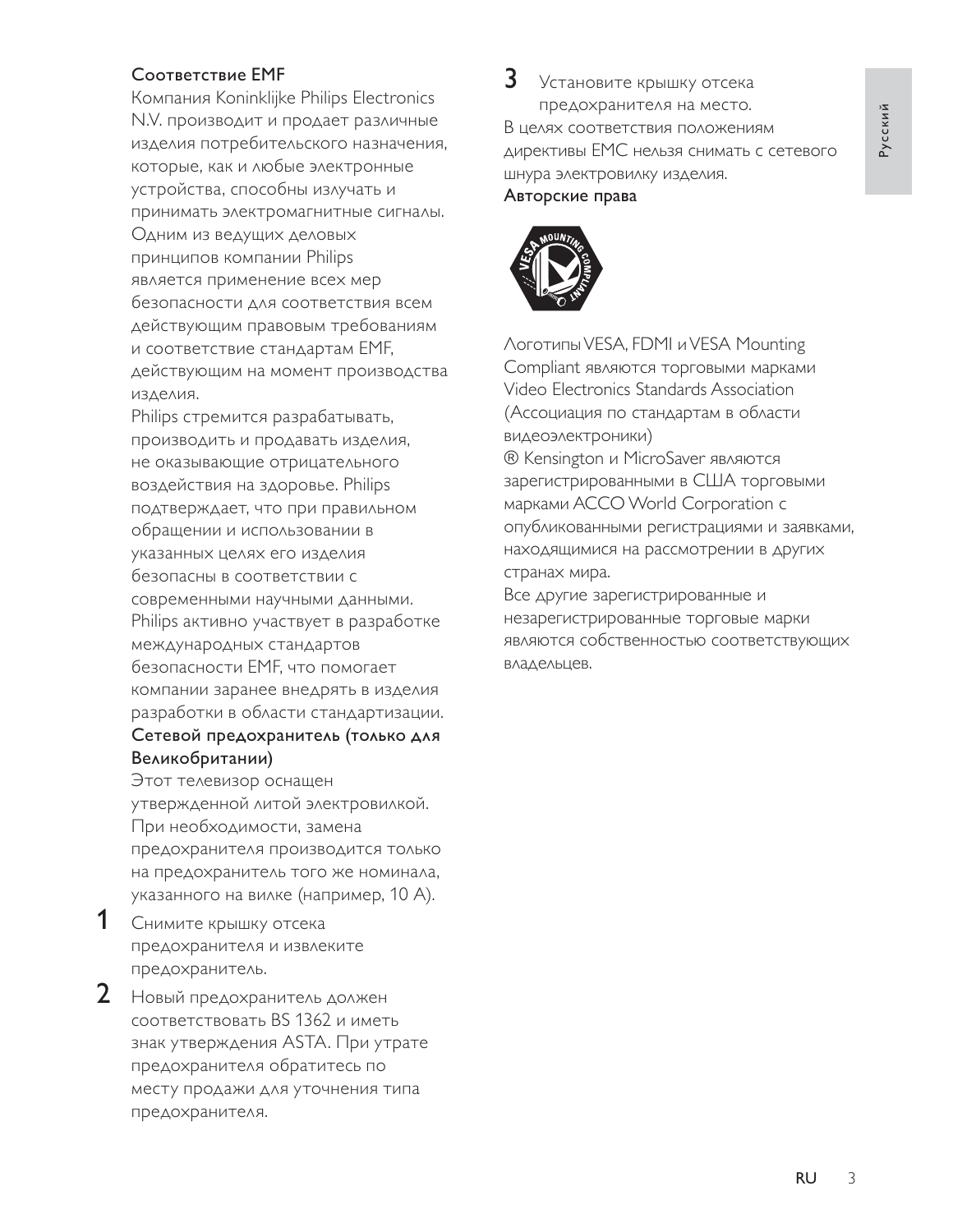### Соответствие EMF

Компания Koninklijke Philips Electronics N.V. производит и продает различные изделия потребительского назначения, которые, как и любые электронные устройства, способны излучать и принимать электромагнитные сигналы.
Одним из ведущих деловых принципов компании Philips является применение всех мер безопасности для соответствия всем действующим правовым требованиям и соответствие стандартам EMF, действующим на момент производства изделия.
Philips стремится разрабатывать, производить и продавать изделия, не оказывающие отрицательного воздействия на здоровье. Philips подтверждает, что при правильном обращении и использовании в указанных целях его изделия безопасны в соответствии с современными научными данными.
Philips активно участвует в разработке международных стандартов безопасности EMF, что помогает компании заранее внедрять в изделия разработки в области стандартизации.

### Сетевой предохранитель (только для Великобритании)

Этот телевизор оснащен утвержденной литой электровилкой. При необходимости, замена предохранителя производится только на предохранитель того же номинала, указанного на вилке (например, 10 A).

1. Снимите крышку отсека предохранителя и извлеките предохранитель.
2. Новый предохранитель должен соответствовать BS 1362 и иметь знак утверждения ASTA. При утрате предохранителя обратитесь по месту продажи для уточнения типа предохранителя.
3. Установите крышку отсека предохранителя на место.

В целях соответствия положениям директивы EMC нельзя снимать с сетевого шнура электровилку изделия.

### Авторские права

Логотипы VESA, FDMI и VESA Mounting Compliant являются торговыми марками Video Electronics Standards Association (Ассоциация по стандартам в области видеоэлектроники)
® Kensington и MicroSaver являются зарегистрированными в США торговыми марками ACCO World Corporation с опубликованными регистрациями и заявками, находящимися на рассмотрении в других странах мира.
Все другие зарегистрированные и незарегистрированные торговые марки являются собственностью соответствующих владельцев.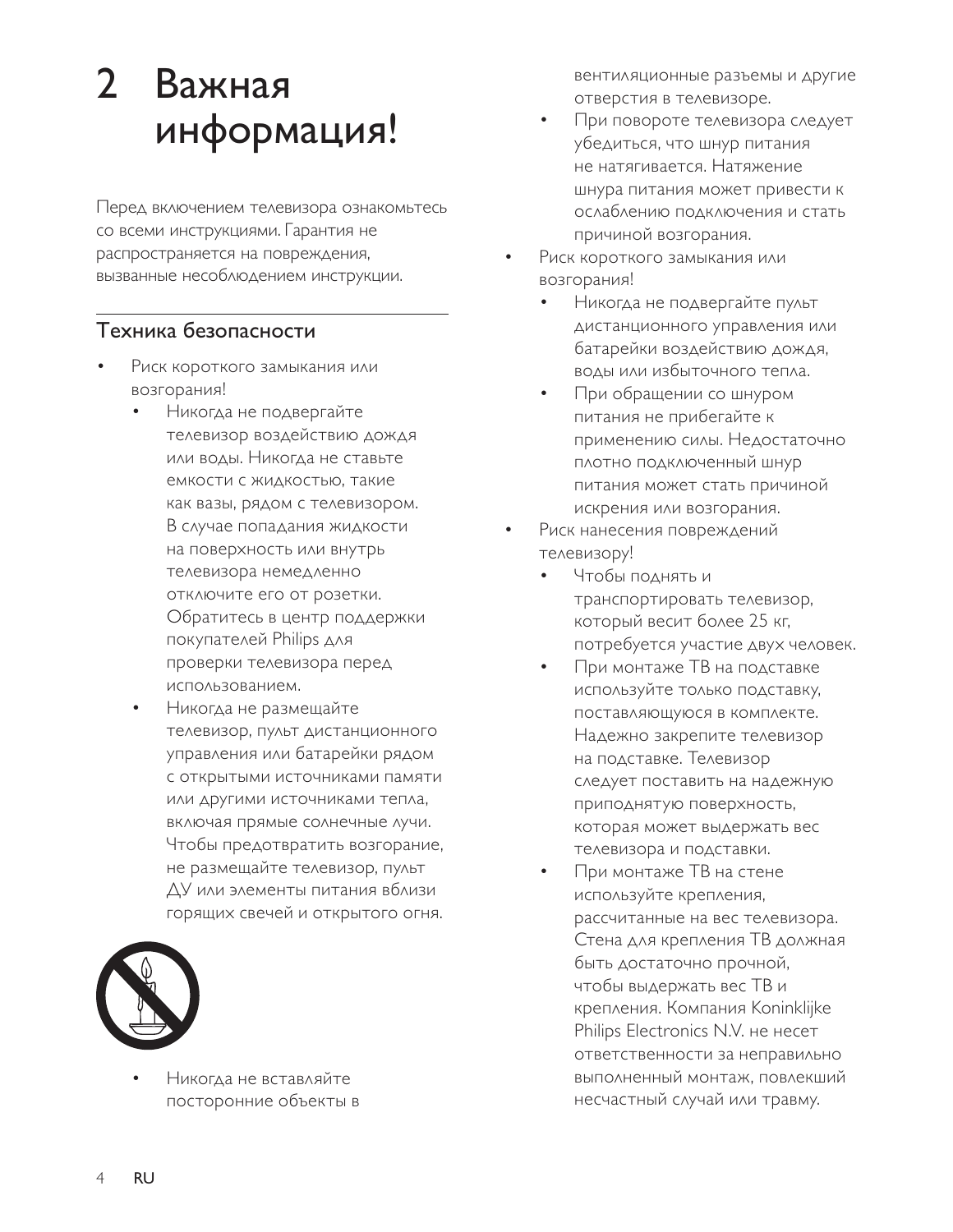# 2 Важная информация!

Перед включением телевизора ознакомьтесь со всеми инструкциями. Гарантия не распространяется на повреждения, вызванные несоблюдением инструкции.

## Техника безопасности

- Риск короткого замыкания или возгорания!
  - Никогда не подвергайте телевизор воздействию дождя или воды. Никогда не ставьте емкости с жидкостью, такие как вазы, рядом с телевизором. В случае попадания жидкости на поверхность или внутрь телевизора немедленно отключите его от розетки. Обратитесь в центр поддержки покупателей Philips для проверки телевизора перед использованием.
  - Никогда не размещайте телевизор, пульт дистанционного управления или батарейки рядом с открытыми источниками памяти или другими источниками тепла, включая прямые солнечные лучи. Чтобы предотвратить возгорание, не размещайте телевизор, пульт ДУ или элементы питания вблизи горящих свечей и открытого огня.
  - Никогда не вставляйте посторонние объекты в вентиляционные разъемы и другие отверстия в телевизоре.
  - При повороте телевизора следует убедиться, что шнур питания не натягивается. Натяжение шнура питания может привести к ослаблению подключения и стать причиной возгорания.
- Риск короткого замыкания или возгорания!
  - Никогда не подвергайте пульт дистанционного управления или батарейки воздействию дождя, воды или избыточного тепла.
  - При обращении со шнуром питания не прибегайте к применению силы. Недостаточно плотно подключенный шнур питания может стать причиной искрения или возгорания.
- Риск нанесения повреждений телевизору!
  - Чтобы поднять и транспортировать телевизор, который весит более 25 кг, потребуется участие двух человек.
  - При монтаже ТВ на подставке используйте только подставку, поставляющуюся в комплекте. Надежно закрепите телевизор на подставке. Телевизор следует поставить на надежную приподнятую поверхность, которая может выдержать вес телевизора и подставки.
  - При монтаже ТВ на стене используйте крепления, рассчитанные на вес телевизора. Стена для крепления ТВ должная быть достаточно прочной, чтобы выдержать вес ТВ и крепления. Компания Koninklijke Philips Electronics N.V. не несет ответственности за неправильно выполненный монтаж, повлекший несчастный случай или травму.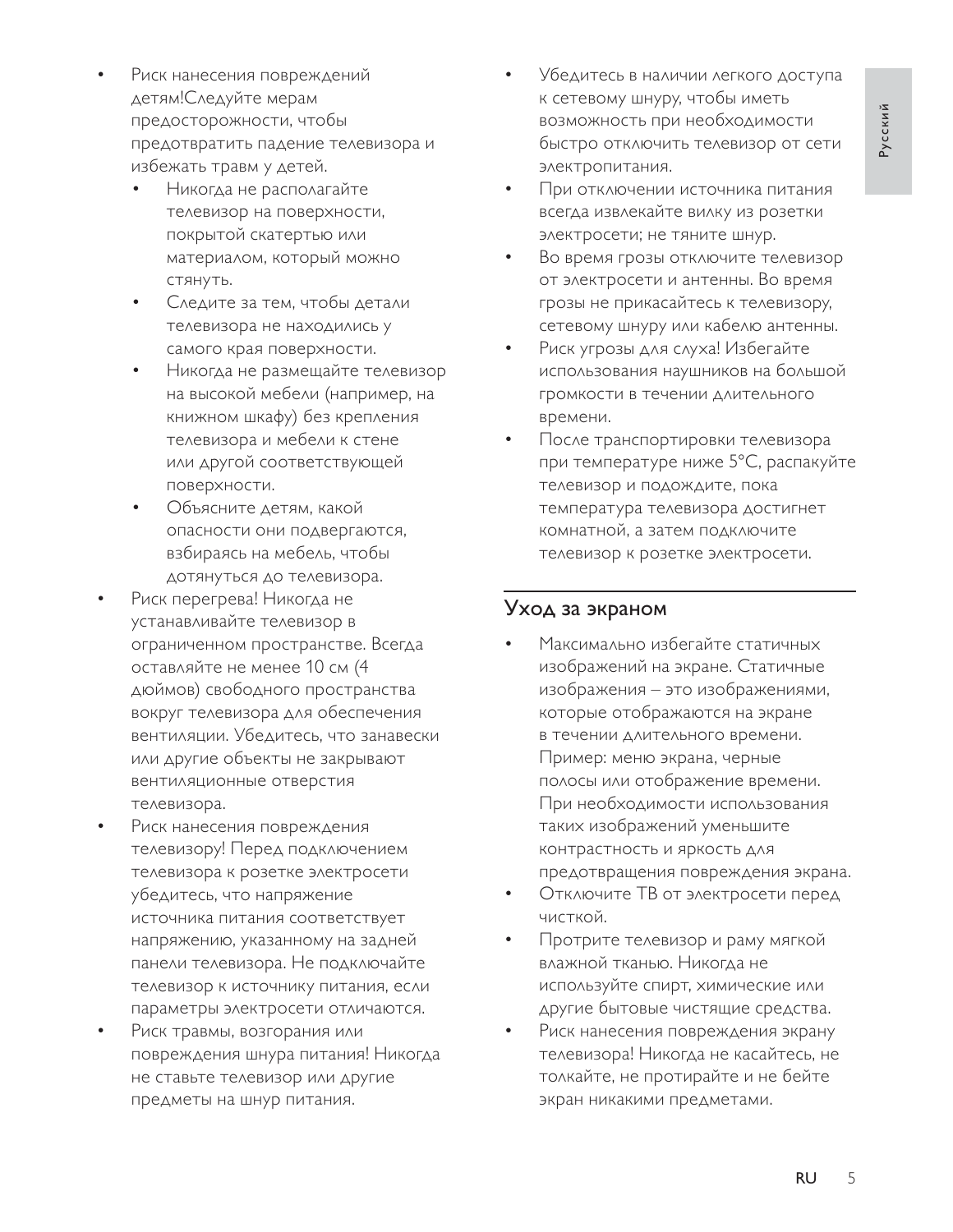- Риск нанесения повреждений детям!Следуйте мерам предосторожности, чтобы предотвратить падение телевизора и избежать травм у детей.
  - Никогда не располагайте телевизор на поверхности, покрытой скатертью или материалом, который можно стянуть.
  - Следите за тем, чтобы детали телевизора не находились у самого края поверхности.
  - Никогда не размещайте телевизор на высокой мебели (например, на книжном шкафу) без крепления телевизора и мебели к стене или другой соответствующей поверхности.
  - Объясните детям, какой опасности они подвергаются, взбираясь на мебель, чтобы дотянуться до телевизора.
- Риск перегрева! Никогда не устанавливайте телевизор в ограниченном пространстве. Всегда оставляйте не менее 10 см (4 дюймов) свободного пространства вокруг телевизора для обеспечения вентиляции. Убедитесь, что занавески или другие объекты не закрывают вентиляционные отверстия телевизора.
- Риск нанесения повреждения телевизору! Перед подключением телевизора к розетке электросети убедитесь, что напряжение источника питания соответствует напряжению, указанному на задней панели телевизора. Не подключайте телевизор к источнику питания, если параметры электросети отличаются.
- Риск травмы, возгорания или повреждения шнура питания! Никогда не ставьте телевизор или другие предметы на шнур питания.
- Убедитесь в наличии легкого доступа к сетевому шнуру, чтобы иметь возможность при необходимости быстро отключить телевизор от сети электропитания.
- При отключении источника питания всегда извлекайте вилку из розетки электросети; не тяните шнур.
- Во время грозы отключите телевизор от электросети и антенны. Во время грозы не прикасайтесь к телевизору, сетевому шнуру или кабелю антенны.
- Риск угрозы для слуха! Избегайте использования наушников на большой громкости в течении длительного времени.
- После транспортировки телевизора при температуре ниже 5°C, распакуйте телевизор и подождите, пока температура телевизора достигнет комнатной, а затем подключите телевизор к розетке электросети.

## Уход за экраном

- Максимально избегайте статичных изображений на экране. Статичные изображения – это изображениями, которые отображаются на экране в течении длительного времени. Пример: меню экрана, черные полосы или отображение времени. При необходимости использования таких изображений уменьшите контрастность и яркость для предотвращения повреждения экрана.
- Отключите ТВ от электросети перед чисткой.
- Протрите телевизор и раму мягкой влажной тканью. Никогда не используйте спирт, химические или другие бытовые чистящие средства.
- Риск нанесения повреждения экрану телевизора! Никогда не касайтесь, не толкайте, не протирайте и не бейте экран никакими предметами.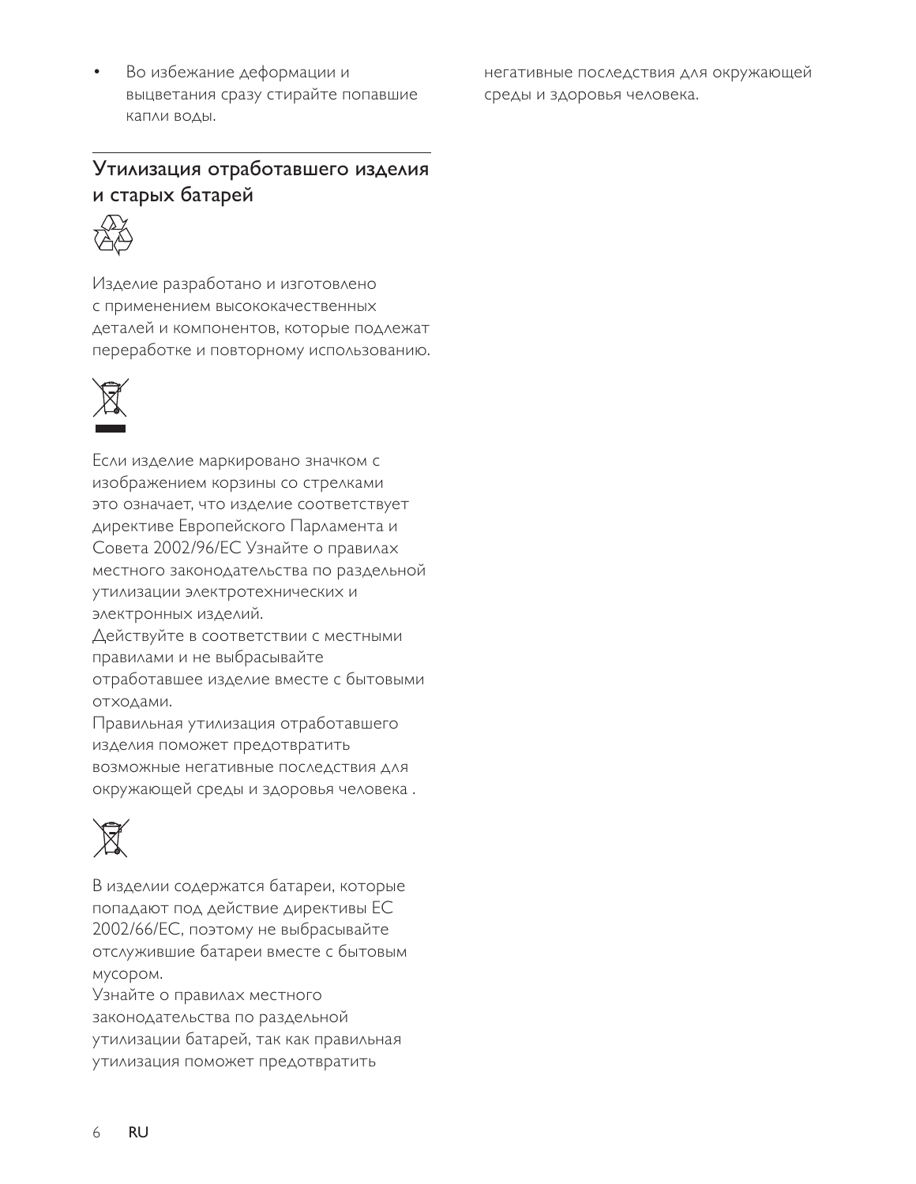- Во избежание деформации и выцветания сразу стирайте попавшие капли воды.

## Утилизация отработавшего изделия и старых батарей

Изделие разработано и изготовлено с применением высококачественных деталей и компонентов, которые подлежат переработке и повторному использованию.

Если изделие маркировано значком с изображением корзины со стрелками это означает, что изделие соответствует директиве Европейского Парламента и Совета 2002/96/EC Узнайте о правилах местного законодательства по раздельной утилизации электротехнических и электронных изделий.
Действуйте в соответствии с местными правилами и не выбрасывайте отработавшее изделие вместе с бытовыми отходами.
Правильная утилизация отработавшего изделия поможет предотвратить возможные негативные последствия для окружающей среды и здоровья человека .

В изделии содержатся батареи, которые попадают под действие директивы ЕС 2002/66/EC, поэтому не выбрасывайте отслужившие батареи вместе с бытовым мусором.
Узнайте о правилах местного законодательства по раздельной утилизации батарей, так как правильная утилизация поможет предотвратить негативные последствия для окружающей среды и здоровья человека.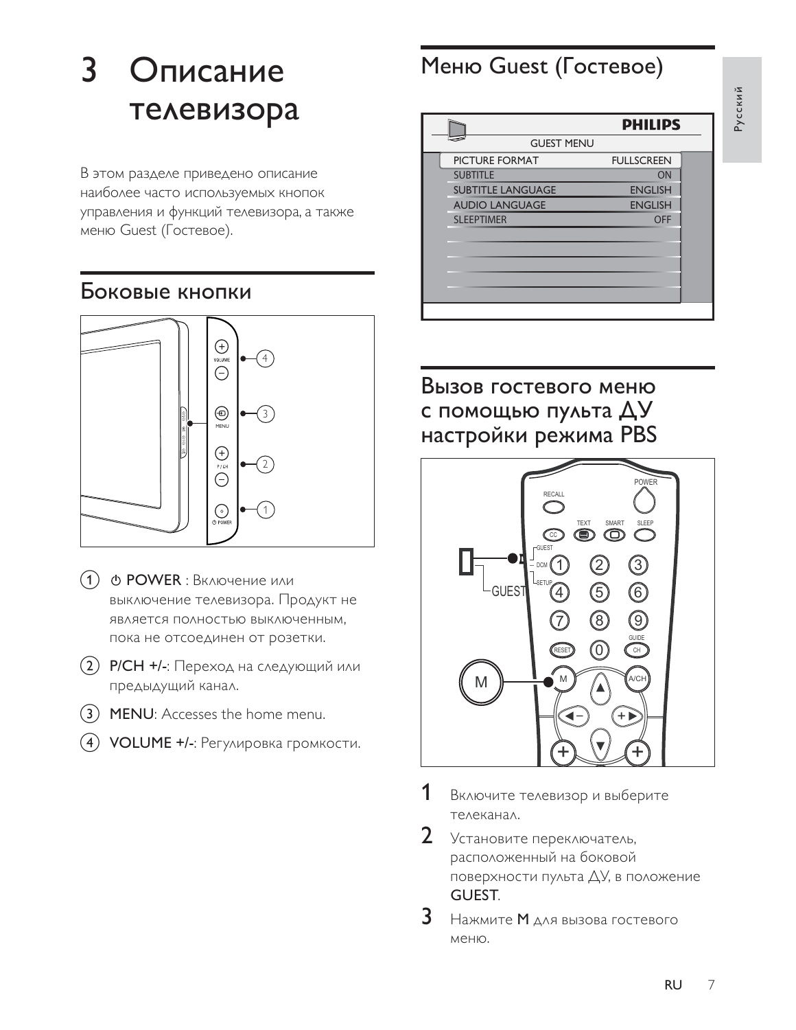# 3 Описание телевизора

В этом разделе приведено описание наиболее часто используемых кнопок управления и функций телевизора, а также меню Guest (Гостевое).

## Боковые кнопки

1. ⏻ **POWER** : Включение или выключение телевизора. Продукт не является полностью выключенным, пока не отсоединен от розетки.
2. **P/CH +/-**: Переход на следующий или предыдущий канал.
3. **MENU**: Accesses the home menu.
4. **VOLUME +/-**: Регулировка громкости.

## Меню Guest (Гостевое)

| GUEST MENU | |
|---|---|
| PICTURE FORMAT | FULLSCREEN |
| SUBTITLE | ON |
| SUBTITLE LANGUAGE | ENGLISH |
| AUDIO LANGUAGE | ENGLISH |
| SLEEPTIMER | OFF |

## Вызов гостевого меню с помощью пульта ДУ настройки режима PBS

1. Включите телевизор и выберите телеканал.
2. Установите переключатель, расположенный на боковой поверхности пульта ДУ, в положение **GUEST**.
3. Нажмите **M** для вызова гостевого меню.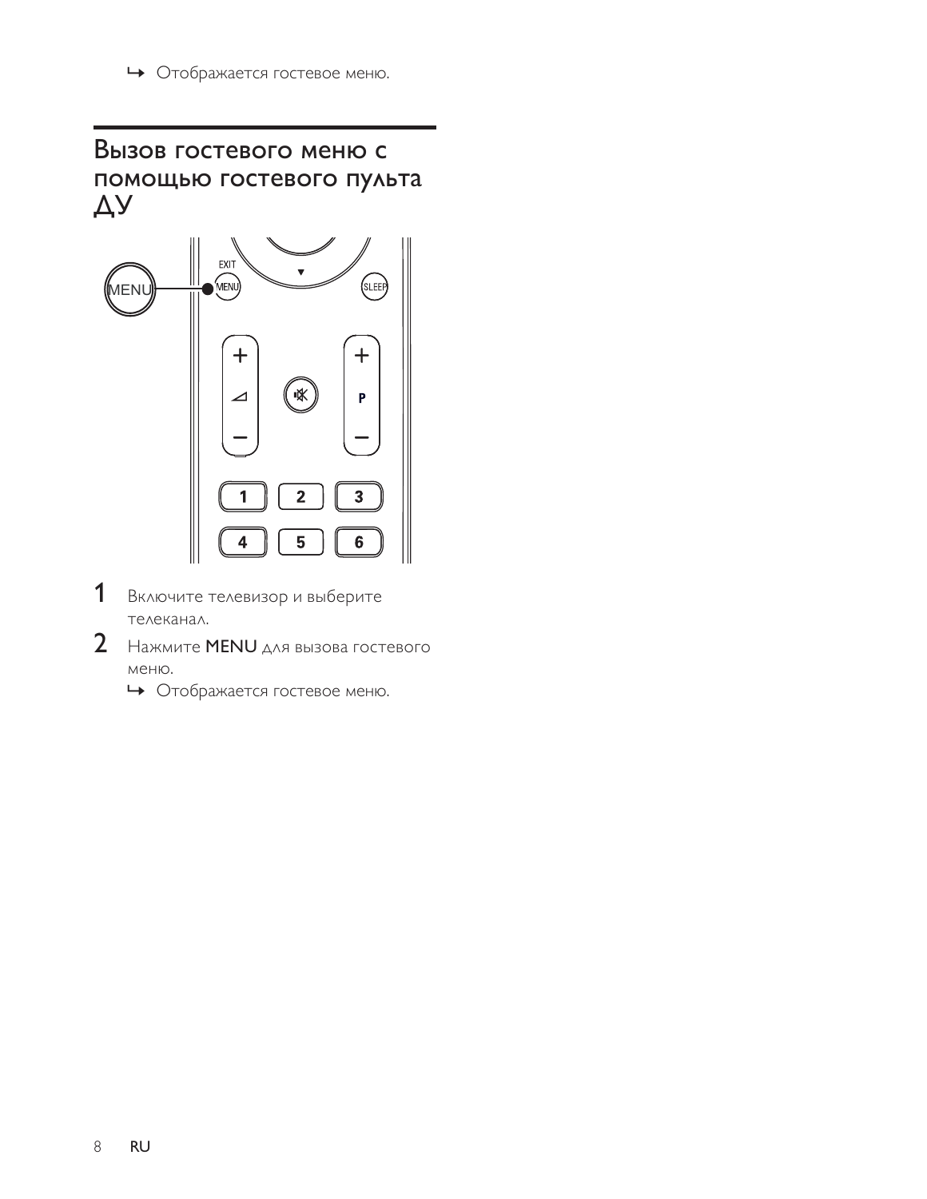↳ Отображается гостевое меню.

## Вызов гостевого меню с помощью гостевого пульта ДУ

1 Включите телевизор и выберите телеканал.

2 Нажмите **MENU** для вызова гостевого меню.

   ↳ Отображается гостевое меню.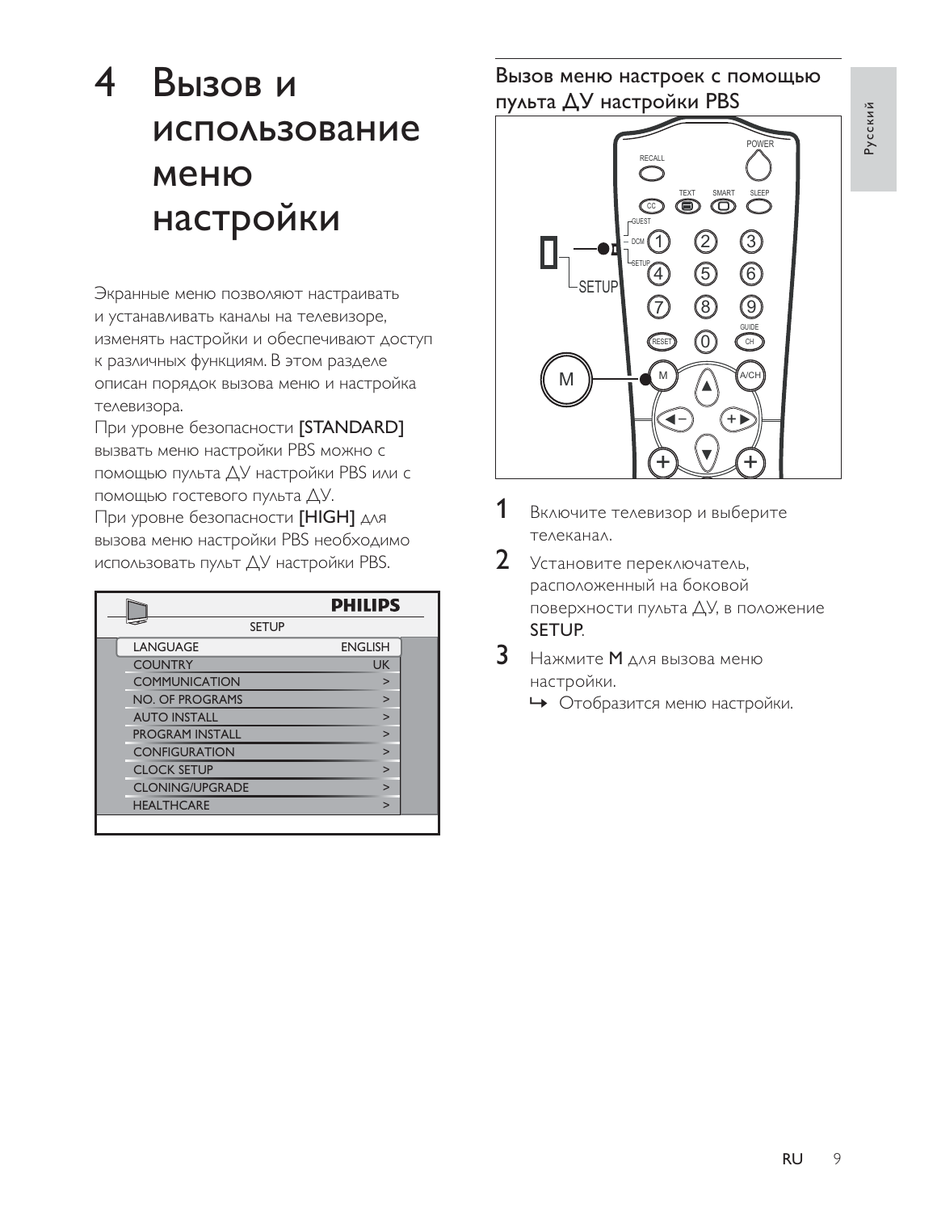# 4 Вызов и использование меню настройки

Экранные меню позволяют настраивать и устанавливать каналы на телевизоре, изменять настройки и обеспечивают доступ к различных функциям. В этом разделе описан порядок вызова меню и настройка телевизора.

При уровне безопасности **[STANDARD]** вызвать меню настройки PBS можно с помощью пульта ДУ настройки PBS или с помощью гостевого пульта ДУ.

При уровне безопасности **[HIGH]** для вызова меню настройки PBS необходимо использовать пульт ДУ настройки PBS.

| SETUP | |
|---|---|
| LANGUAGE | ENGLISH |
| COUNTRY | UK |
| COMMUNICATION | > |
| NO. OF PROGRAMS | > |
| AUTO INSTALL | > |
| PROGRAM INSTALL | > |
| CONFIGURATION | > |
| CLOCK SETUP | > |
| CLONING/UPGRADE | > |
| HEALTHCARE | > |

## Вызов меню настроек с помощью пульта ДУ настройки PBS

1. Включите телевизор и выберите телеканал.
2. Установите переключатель, расположенный на боковой поверхности пульта ДУ, в положение **SETUP**.
3. Нажмите **M** для вызова меню настройки.
   ↪ Отобразится меню настройки.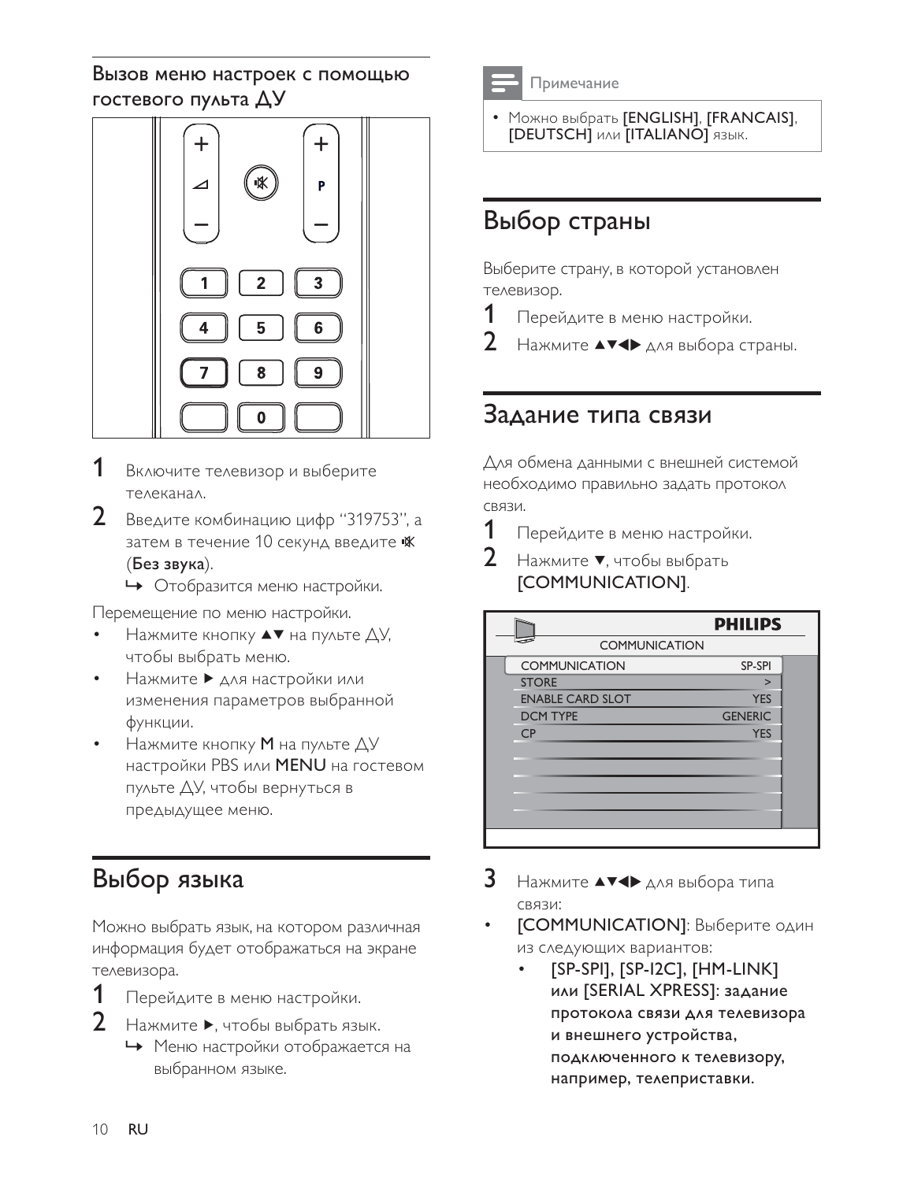### Вызов меню настроек с помощью гостевого пульта ДУ

1. Включите телевизор и выберите телеканал.
2. Введите комбинацию цифр "319753", а затем в течение 10 секунд введите 🔇 (**Без звука**).
   ↪ Отобразится меню настройки.

Перемещение по меню настройки.

- Нажмите кнопку ▲▼ на пульте ДУ, чтобы выбрать меню.
- Нажмите ▶ для настройки или изменения параметров выбранной функции.
- Нажмите кнопку **M** на пульте ДУ настройки PBS или **MENU** на гостевом пульте ДУ, чтобы вернуться в предыдущее меню.

## Выбор языка

Можно выбрать язык, на котором различная информация будет отображаться на экране телевизора.

1. Перейдите в меню настройки.
2. Нажмите ▶, чтобы выбрать язык.
   ↪ Меню настройки отображается на выбранном языке.

> **Примечание**
>
> - Можно выбрать **[ENGLISH]**, **[FRANCAIS]**, **[DEUTSCH]** или **[ITALIANO]** язык.

## Выбор страны

Выберите страну, в которой установлен телевизор.

1. Перейдите в меню настройки.
2. Нажмите ▲▼◀▶ для выбора страны.

## Задание типа связи

Для обмена данными с внешней системой необходимо правильно задать протокол связи.

1. Перейдите в меню настройки.
2. Нажмите ▼, чтобы выбрать **[COMMUNICATION]**.

| COMMUNICATION | |
|---|---|
| COMMUNICATION | SP-SPI |
| STORE | > |
| ENABLE CARD SLOT | YES |
| DCM TYPE | GENERIC |
| CP | YES |

3. Нажмите ▲▼◀▶ для выбора типа связи:

- **[COMMUNICATION]**: Выберите один из следующих вариантов:
  - **[SP-SPI], [SP-I2C], [HM-LINK] или [SERIAL XPRESS]: задание протокола связи для телевизора и внешнего устройства, подключенного к телевизору, например, телеприставки.**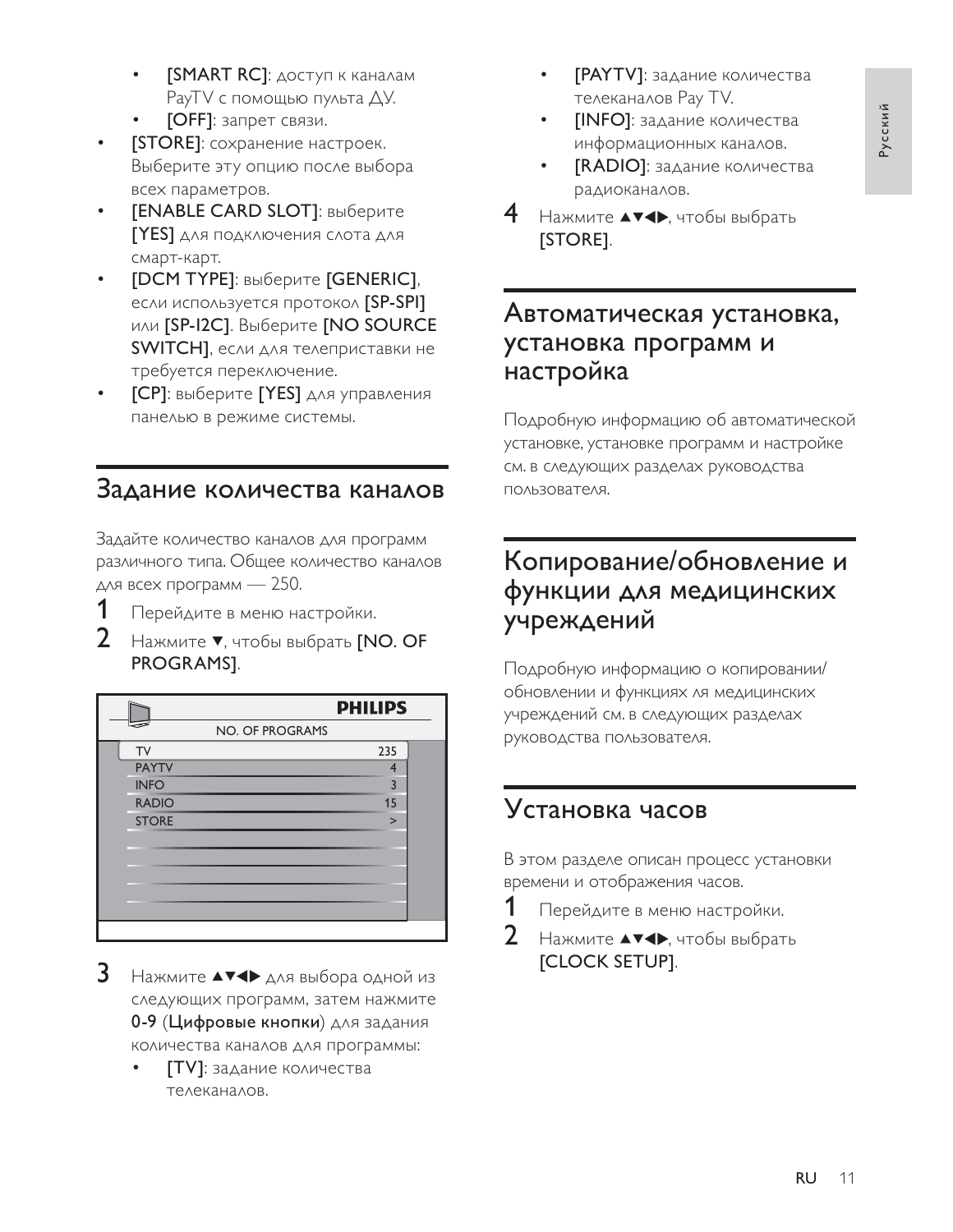- **[SMART RC]**: доступ к каналам PayTV с помощью пульта ДУ.
    - **[OFF]**: запрет связи.
- **[STORE]**: сохранение настроек. Выберите эту опцию после выбора всех параметров.
- **[ENABLE CARD SLOT]**: выберите **[YES]** для подключения слота для смарт-карт.
- **[DCM TYPE]**: выберите **[GENERIC]**, если используется протокол **[SP-SPI]** или **[SP-I2C]**. Выберите **[NO SOURCE SWITCH]**, если для телеприставки не требуется переключение.
- **[CP]**: выберите **[YES]** для управления панелью в режиме системы.

## Задание количества каналов

Задайте количество каналов для программ различного типа. Общее количество каналов для всех программ — 250.

1. Перейдите в меню настройки.
2. Нажмите ▼, чтобы выбрать **[NO. OF PROGRAMS]**.

| NO. OF PROGRAMS | |
|---|---|
| TV | 235 |
| PAYTV | 4 |
| INFO | 3 |
| RADIO | 15 |
| STORE | > |

3. Нажмите ▲▼◀▶ для выбора одной из следующих программ, затем нажмите **0-9** (**Цифровые кнопки**) для задания количества каналов для программы:
    - **[TV]**: задание количества телеканалов.
    - **[PAYTV]**: задание количества телеканалов Pay TV.
    - **[INFO]**: задание количества информационных каналов.
    - **[RADIO]**: задание количества радиоканалов.
4. Нажмите ▲▼◀▶, чтобы выбрать **[STORE]**.

## Автоматическая установка, установка программ и настройка

Подробную информацию об автоматической установке, установке программ и настройке см. в следующих разделах руководства пользователя.

## Копирование/обновление и функции для медицинских учреждений

Подробную информацию о копировании/обновлении и функциях ля медицинских учреждений см. в следующих разделах руководства пользователя.

## Установка часов

В этом разделе описан процесс установки времени и отображения часов.

1. Перейдите в меню настройки.
2. Нажмите ▲▼◀▶, чтобы выбрать **[CLOCK SETUP]**.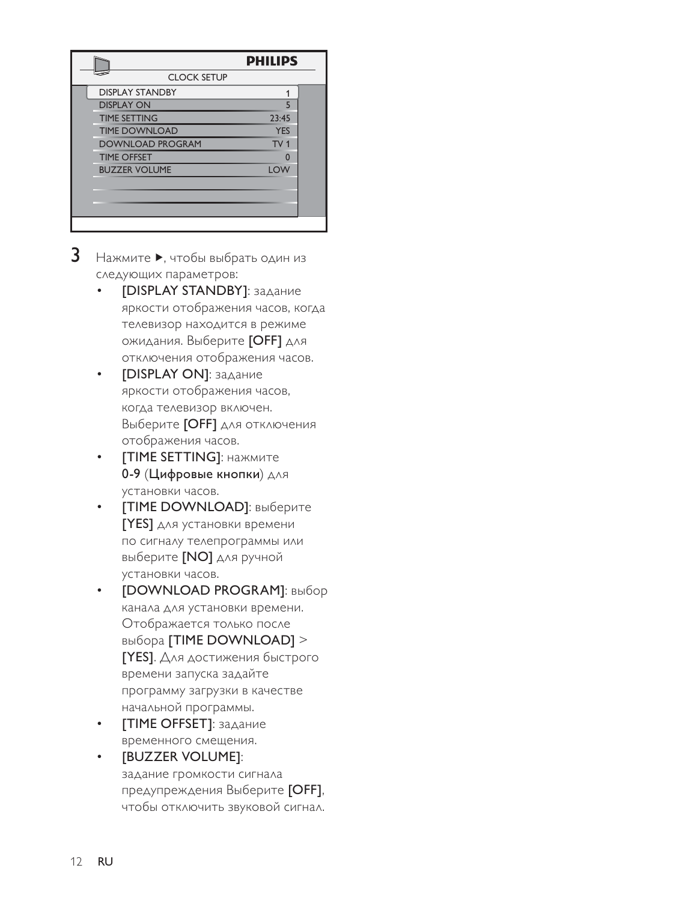| PHILIPS | |
| --- | --- |
| CLOCK SETUP | |
| DISPLAY STANDBY | 1 |
| DISPLAY ON | 5 |
| TIME SETTING | 23:45 |
| TIME DOWNLOAD | YES |
| DOWNLOAD PROGRAM | TV 1 |
| TIME OFFSET | 0 |
| BUZZER VOLUME | LOW |

3 Нажмите ▶, чтобы выбрать один из следующих параметров:

- **[DISPLAY STANDBY]**: задание яркости отображения часов, когда телевизор находится в режиме ожидания. Выберите **[OFF]** для отключения отображения часов.
- **[DISPLAY ON]**: задание яркости отображения часов, когда телевизор включен. Выберите **[OFF]** для отключения отображения часов.
- **[TIME SETTING]**: нажмите **0-9** (**Цифровые кнопки**) для установки часов.
- **[TIME DOWNLOAD]**: выберите **[YES]** для установки времени по сигналу телепрограммы или выберите **[NO]** для ручной установки часов.
- **[DOWNLOAD PROGRAM]**: выбор канала для установки времени. Отображается только после выбора **[TIME DOWNLOAD]** > **[YES]**. Для достижения быстрого времени запуска задайте программу загрузки в качестве начальной программы.
- **[TIME OFFSET]**: задание временного смещения.
- **[BUZZER VOLUME]**: задание громкости сигнала предупреждения Выберите **[OFF]**, чтобы отключить звуковой сигнал.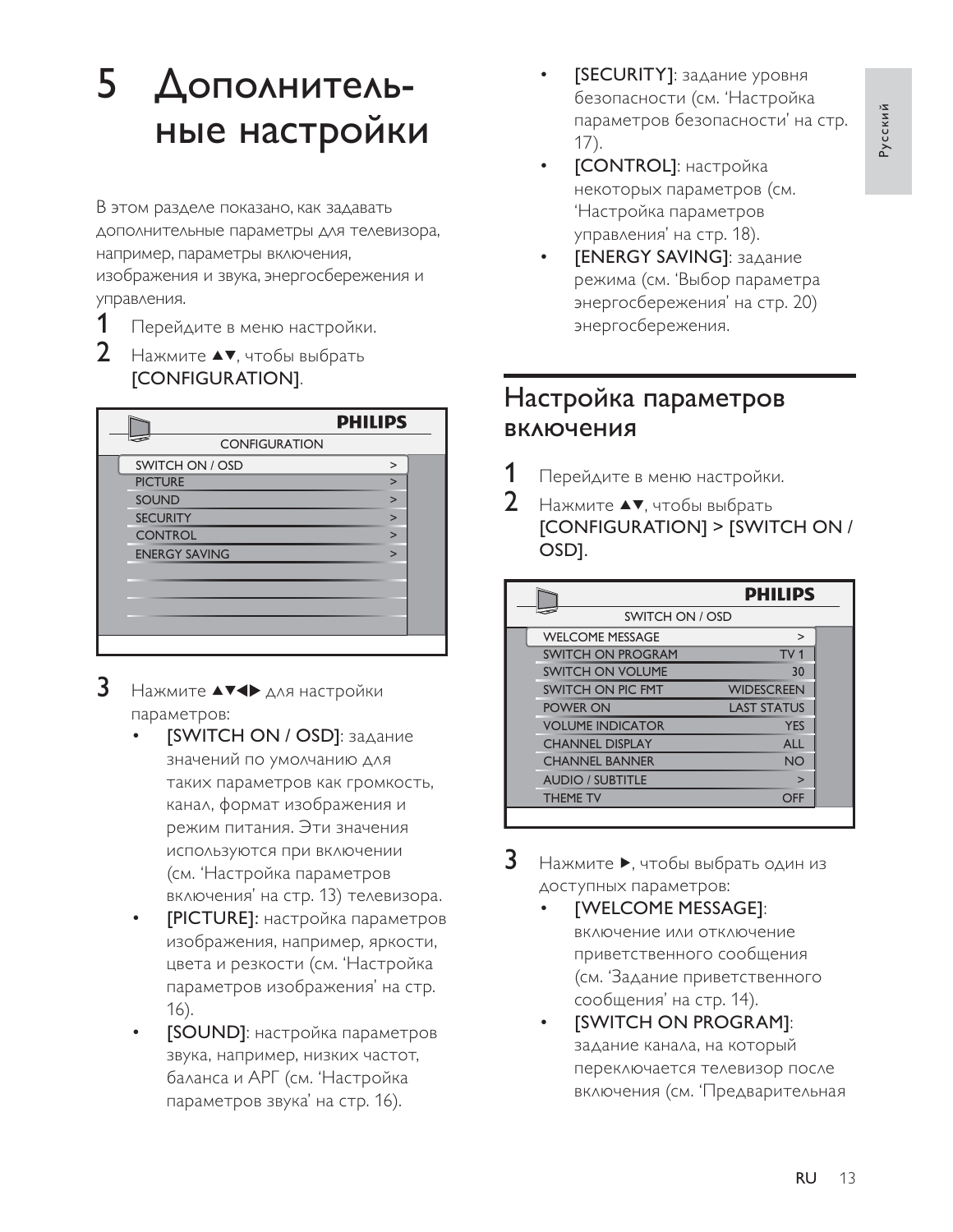# 5 Дополнительные настройки

В этом разделе показано, как задавать дополнительные параметры для телевизора, например, параметры включения, изображения и звука, энергосбережения и управления.

**1** Перейдите в меню настройки.

**2** Нажмите ▲▼, чтобы выбрать [CONFIGURATION].

| PHILIPS | |
|---|---|
| CONFIGURATION | |
| SWITCH ON / OSD | > |
| PICTURE | > |
| SOUND | > |
| SECURITY | > |
| CONTROL | > |
| ENERGY SAVING | > |

**3** Нажмите ▲▼◀▶ для настройки параметров:

- [SWITCH ON / OSD]: задание значений по умолчанию для таких параметров как громкость, канал, формат изображения и режим питания. Эти значения используются при включении (см. 'Настройка параметров включения' на стр. 13) телевизора.
- [PICTURE]: настройка параметров изображения, например, яркости, цвета и резкости (см. 'Настройка параметров изображения' на стр. 16).
- [SOUND]: настройка параметров звука, например, низких частот, баланса и АРГ (см. 'Настройка параметров звука' на стр. 16).
- [SECURITY]: задание уровня безопасности (см. 'Настройка параметров безопасности' на стр. 17).
- [CONTROL]: настройка некоторых параметров (см. 'Настройка параметров управления' на стр. 18).
- [ENERGY SAVING]: задание режима (см. 'Выбор параметра энергосбережения' на стр. 20) энергосбережения.

## Настройка параметров включения

**1** Перейдите в меню настройки.

**2** Нажмите ▲▼, чтобы выбрать [CONFIGURATION] > [SWITCH ON / OSD].

| PHILIPS | |
|---|---|
| SWITCH ON / OSD | |
| WELCOME MESSAGE | > |
| SWITCH ON PROGRAM | TV 1 |
| SWITCH ON VOLUME | 30 |
| SWITCH ON PIC FMT | WIDESCREEN |
| POWER ON | LAST STATUS |
| VOLUME INDICATOR | YES |
| CHANNEL DISPLAY | ALL |
| CHANNEL BANNER | NO |
| AUDIO / SUBTITLE | > |
| THEME TV | OFF |

**3** Нажмите ▶, чтобы выбрать один из доступных параметров:

- [WELCOME MESSAGE]: включение или отключение приветственного сообщения (см. 'Задание приветственного сообщения' на стр. 14).
- [SWITCH ON PROGRAM]: задание канала, на который переключается телевизор после включения (см. 'Предварительная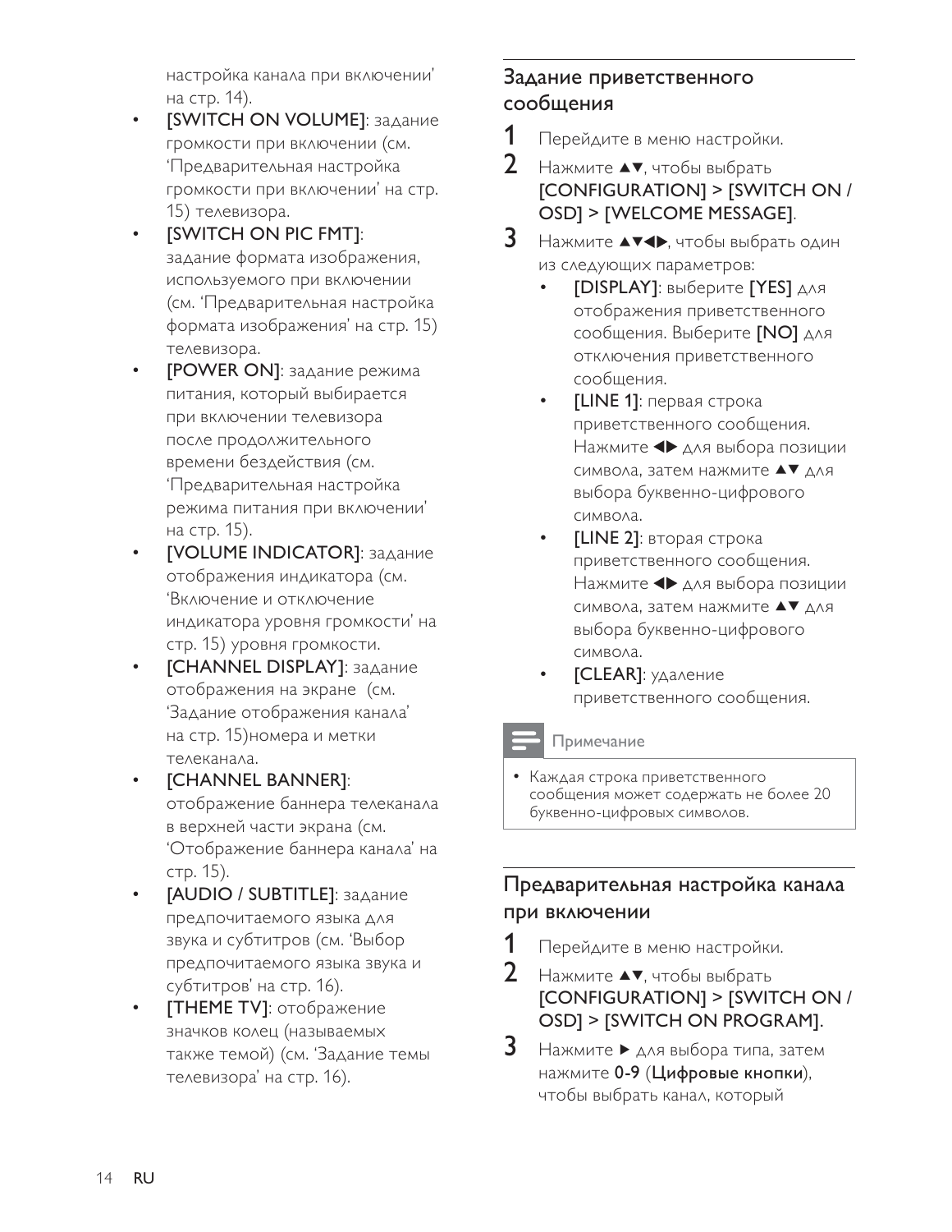настройка канала при включении' на стр. 14).

- [SWITCH ON VOLUME]: задание громкости при включении (см. 'Предварительная настройка громкости при включении' на стр. 15) телевизора.
- [SWITCH ON PIC FMT]: задание формата изображения, используемого при включении (см. 'Предварительная настройка формата изображения' на стр. 15) телевизора.
- [POWER ON]: задание режима питания, который выбирается при включении телевизора после продолжительного времени бездействия (см. 'Предварительная настройка режима питания при включении' на стр. 15).
- [VOLUME INDICATOR]: задание отображения индикатора (см. 'Включение и отключение индикатора уровня громкости' на стр. 15) уровня громкости.
- [CHANNEL DISPLAY]: задание отображения на экране (см. 'Задание отображения канала' на стр. 15)номера и метки телеканала.
- [CHANNEL BANNER]: отображение баннера телеканала в верхней части экрана (см. 'Отображение баннера канала' на стр. 15).
- [AUDIO / SUBTITLE]: задание предпочитаемого языка для звука и субтитров (см. 'Выбор предпочитаемого языка звука и субтитров' на стр. 16).
- [THEME TV]: отображение значков колец (называемых также темой) (см. 'Задание темы телевизора' на стр. 16).

## Задание приветственного сообщения

1. Перейдите в меню настройки.
2. Нажмите ▲▼, чтобы выбрать **[CONFIGURATION] > [SWITCH ON / OSD] > [WELCOME MESSAGE]**.
3. Нажмите ▲▼◀▶, чтобы выбрать один из следующих параметров:
   - [DISPLAY]: выберите [YES] для отображения приветственного сообщения. Выберите [NO] для отключения приветственного сообщения.
   - [LINE 1]: первая строка приветственного сообщения. Нажмите ◀▶ для выбора позиции символа, затем нажмите ▲▼ для выбора буквенно-цифрового символа.
   - [LINE 2]: вторая строка приветственного сообщения. Нажмите ◀▶ для выбора позиции символа, затем нажмите ▲▼ для выбора буквенно-цифрового символа.
   - [CLEAR]: удаление приветственного сообщения.

**Примечание**

- Каждая строка приветственного сообщения может содержать не более 20 буквенно-цифровых символов.

## Предварительная настройка канала при включении

1. Перейдите в меню настройки.
2. Нажмите ▲▼, чтобы выбрать **[CONFIGURATION] > [SWITCH ON / OSD] > [SWITCH ON PROGRAM]**.
3. Нажмите ▶ для выбора типа, затем нажмите **0-9** (**Цифровые кнопки**), чтобы выбрать канал, который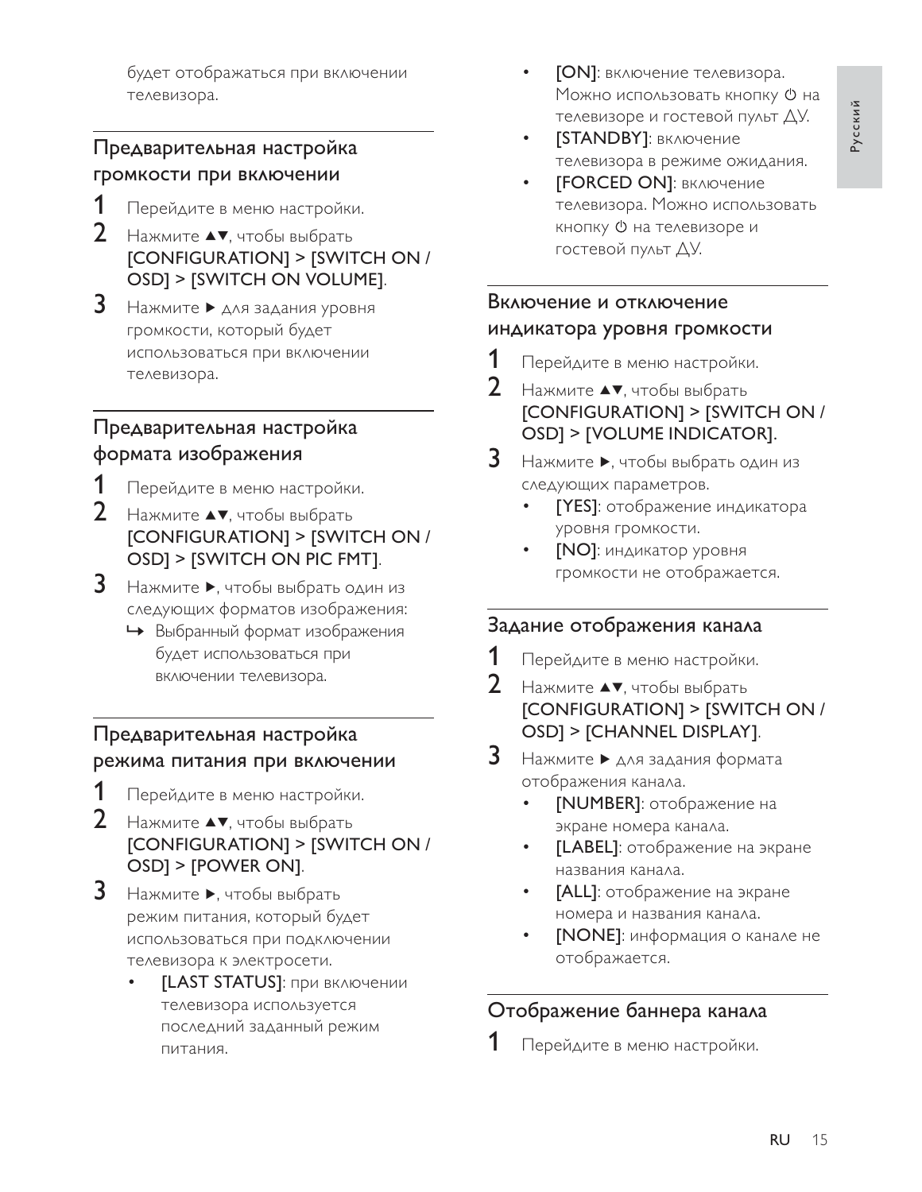будет отображаться при включении телевизора.

## Предварительная настройка громкости при включении

1. Перейдите в меню настройки.
2. Нажмите ▲▼, чтобы выбрать **[CONFIGURATION] > [SWITCH ON / OSD] > [SWITCH ON VOLUME]**.
3. Нажмите ▶ для задания уровня громкости, который будет использоваться при включении телевизора.

## Предварительная настройка формата изображения

1. Перейдите в меню настройки.
2. Нажмите ▲▼, чтобы выбрать **[CONFIGURATION] > [SWITCH ON / OSD] > [SWITCH ON PIC FMT]**.
3. Нажмите ▶, чтобы выбрать один из следующих форматов изображения:
   ↳ Выбранный формат изображения будет использоваться при включении телевизора.

## Предварительная настройка режима питания при включении

1. Перейдите в меню настройки.
2. Нажмите ▲▼, чтобы выбрать **[CONFIGURATION] > [SWITCH ON / OSD] > [POWER ON]**.
3. Нажмите ▶, чтобы выбрать режим питания, который будет использоваться при подключении телевизора к электросети.
   - **[LAST STATUS]**: при включении телевизора используется последний заданный режим питания.
   - **[ON]**: включение телевизора. Можно использовать кнопку ⏻ на телевизоре и гостевой пульт ДУ.
   - **[STANDBY]**: включение телевизора в режиме ожидания.
   - **[FORCED ON]**: включение телевизора. Можно использовать кнопку ⏻ на телевизоре и гостевой пульт ДУ.

## Включение и отключение индикатора уровня громкости

1. Перейдите в меню настройки.
2. Нажмите ▲▼, чтобы выбрать **[CONFIGURATION] > [SWITCH ON / OSD] > [VOLUME INDICATOR]**.
3. Нажмите ▶, чтобы выбрать один из следующих параметров.
   - **[YES]**: отображение индикатора уровня громкости.
   - **[NO]**: индикатор уровня громкости не отображается.

## Задание отображения канала

1. Перейдите в меню настройки.
2. Нажмите ▲▼, чтобы выбрать **[CONFIGURATION] > [SWITCH ON / OSD] > [CHANNEL DISPLAY]**.
3. Нажмите ▶ для задания формата отображения канала.
   - **[NUMBER]**: отображение на экране номера канала.
   - **[LABEL]**: отображение на экране названия канала.
   - **[ALL]**: отображение на экране номера и названия канала.
   - **[NONE]**: информация о канале не отображается.

## Отображение баннера канала

1. Перейдите в меню настройки.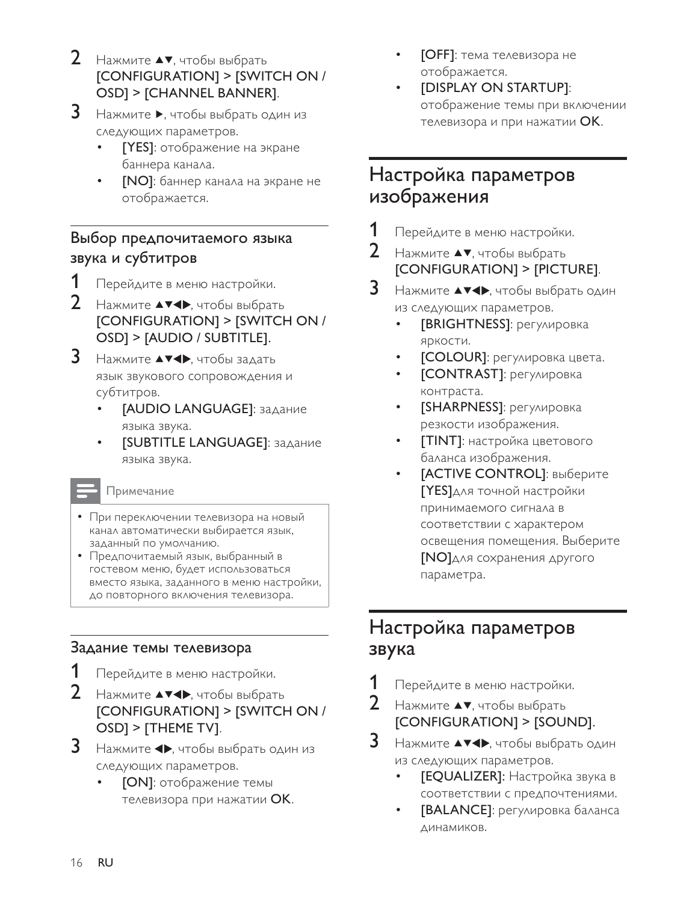2. Нажмите ▲▼, чтобы выбрать **[CONFIGURATION] > [SWITCH ON / OSD] > [CHANNEL BANNER]**.
3. Нажмите ▶, чтобы выбрать один из следующих параметров.
   - **[YES]**: отображение на экране баннера канала.
   - **[NO]**: баннер канала на экране не отображается.

### Выбор предпочитаемого языка звука и субтитров

1. Перейдите в меню настройки.
2. Нажмите ▲▼◀▶, чтобы выбрать **[CONFIGURATION] > [SWITCH ON / OSD] > [AUDIO / SUBTITLE].**
3. Нажмите ▲▼◀▶, чтобы задать язык звукового сопровождения и субтитров.
   - **[AUDIO LANGUAGE]**: задание языка звука.
   - **[SUBTITLE LANGUAGE]**: задание языка звука.

**Примечание**

- При переключении телевизора на новый канал автоматически выбирается язык, заданный по умолчанию.
- Предпочитаемый язык, выбранный в гостевом меню, будет использоваться вместо языка, заданного в меню настройки, до повторного включения телевизора.

### Задание темы телевизора

1. Перейдите в меню настройки.
2. Нажмите ▲▼◀▶, чтобы выбрать **[CONFIGURATION] > [SWITCH ON / OSD] > [THEME TV]**.
3. Нажмите ◀▶, чтобы выбрать один из следующих параметров.
   - **[ON]**: отображение темы телевизора при нажатии **OK**.
   - **[OFF]**: тема телевизора не отображается.
   - **[DISPLAY ON STARTUP]**: отображение темы при включении телевизора и при нажатии **OK**.

## Настройка параметров изображения

1. Перейдите в меню настройки.
2. Нажмите ▲▼, чтобы выбрать **[CONFIGURATION] > [PICTURE]**.
3. Нажмите ▲▼◀▶, чтобы выбрать один из следующих параметров.
   - **[BRIGHTNESS]**: регулировка яркости.
   - **[COLOUR]**: регулировка цвета.
   - **[CONTRAST]**: регулировка контраста.
   - **[SHARPNESS]**: регулировка резкости изображения.
   - **[TINT]**: настройка цветового баланса изображения.
   - **[ACTIVE CONTROL]**: выберите **[YES]**для точной настройки принимаемого сигнала в соответствии с характером освещения помещения. Выберите **[NO]**для сохранения другого параметра.

## Настройка параметров звука

1. Перейдите в меню настройки.
2. Нажмите ▲▼, чтобы выбрать **[CONFIGURATION] > [SOUND]**.
3. Нажмите ▲▼◀▶, чтобы выбрать один из следующих параметров.
   - **[EQUALIZER]:** Настройка звука в соответствии с предпочтениями.
   - **[BALANCE]**: регулировка баланса динамиков.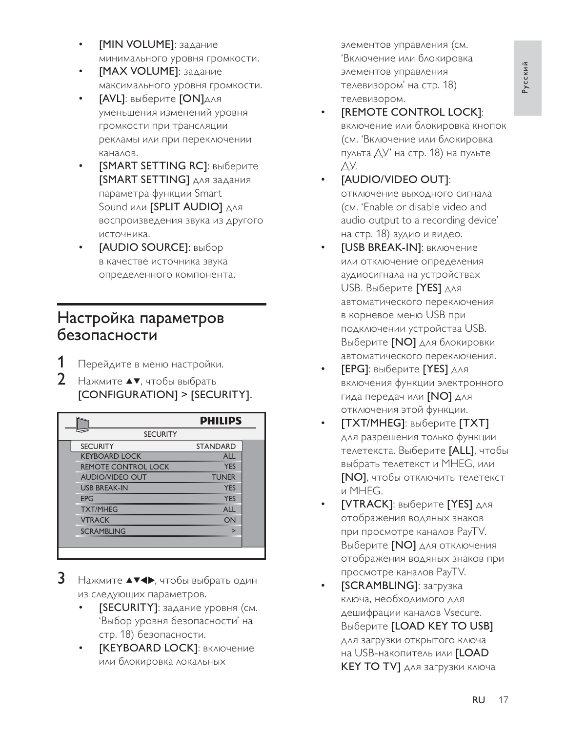- **[MIN VOLUME]**: задание минимального уровня громкости.
- **[MAX VOLUME]**: задание максимального уровня громкости.
- **[AVL]**: выберите **[ON]**для уменьшения изменений уровня громкости при трансляции рекламы или при переключении каналов.
- **[SMART SETTING RC]**: выберите **[SMART SETTING]** для задания параметра функции Smart Sound или **[SPLIT AUDIO]** для воспроизведения звука из другого источника.
- **[AUDIO SOURCE]**: выбор в качестве источника звука определенного компонента.

## Настройка параметров безопасности

**1** Перейдите в меню настройки.

**2** Нажмите ▲▼, чтобы выбрать **[CONFIGURATION] > [SECURITY]**.

| SECURITY | |
|---|---|
| SECURITY | STANDARD |
| KEYBOARD LOCK | ALL |
| REMOTE CONTROL LOCK | YES |
| AUDIO/VIDEO OUT | TUNER |
| USB BREAK-IN | YES |
| EPG | YES |
| TXT/MHEG | ALL |
| VTRACK | ON |
| SCRAMBLING | > |

**3** Нажмите ▲▼◀▶, чтобы выбрать один из следующих параметров.

- **[SECURITY]**: задание уровня (см. 'Выбор уровня безопасности' на стр. 18) безопасности.
- **[KEYBOARD LOCK]**: включение или блокировка локальных элементов управления (см. 'Включение или блокировка элементов управления телевизором' на стр. 18) телевизором.
- **[REMOTE CONTROL LOCK]**: включение или блокировка кнопок (см. 'Включение или блокировка пульта ДУ' на стр. 18) на пульте ДУ.
- **[AUDIO/VIDEO OUT]**: отключение выходного сигнала (см. 'Enable or disable video and audio output to a recording device' на стр. 18) аудио и видео.
- **[USB BREAK-IN]**: включение или отключение определения аудиосигнала на устройствах USB. Выберите **[YES]** для автоматического переключения в корневое меню USB при подключении устройства USB. Выберите **[NO]** для блокировки автоматического переключения.
- **[EPG]**: выберите **[YES]** для включения функции электронного гида передач или **[NO]** для отключения этой функции.
- **[TXT/MHEG]**: выберите **[TXT]** для разрешения только функции телетекста. Выберите **[ALL]**, чтобы выбрать телетекст и MHEG, или **[NO]**, чтобы отключить телетекст и MHEG.
- **[VTRACK]**: выберите **[YES]** для отображения водяных знаков при просмотре каналов PayTV. Выберите **[NO]** для отключения отображения водяных знаков при просмотре каналов PayTV.
- **[SCRAMBLING]**: загрузка ключа, необходимого для дешифрации каналов Vsecure. Выберите **[LOAD KEY TO USB]** для загрузки открытого ключа на USB-накопитель или **[LOAD KEY TO TV]** для загрузки ключа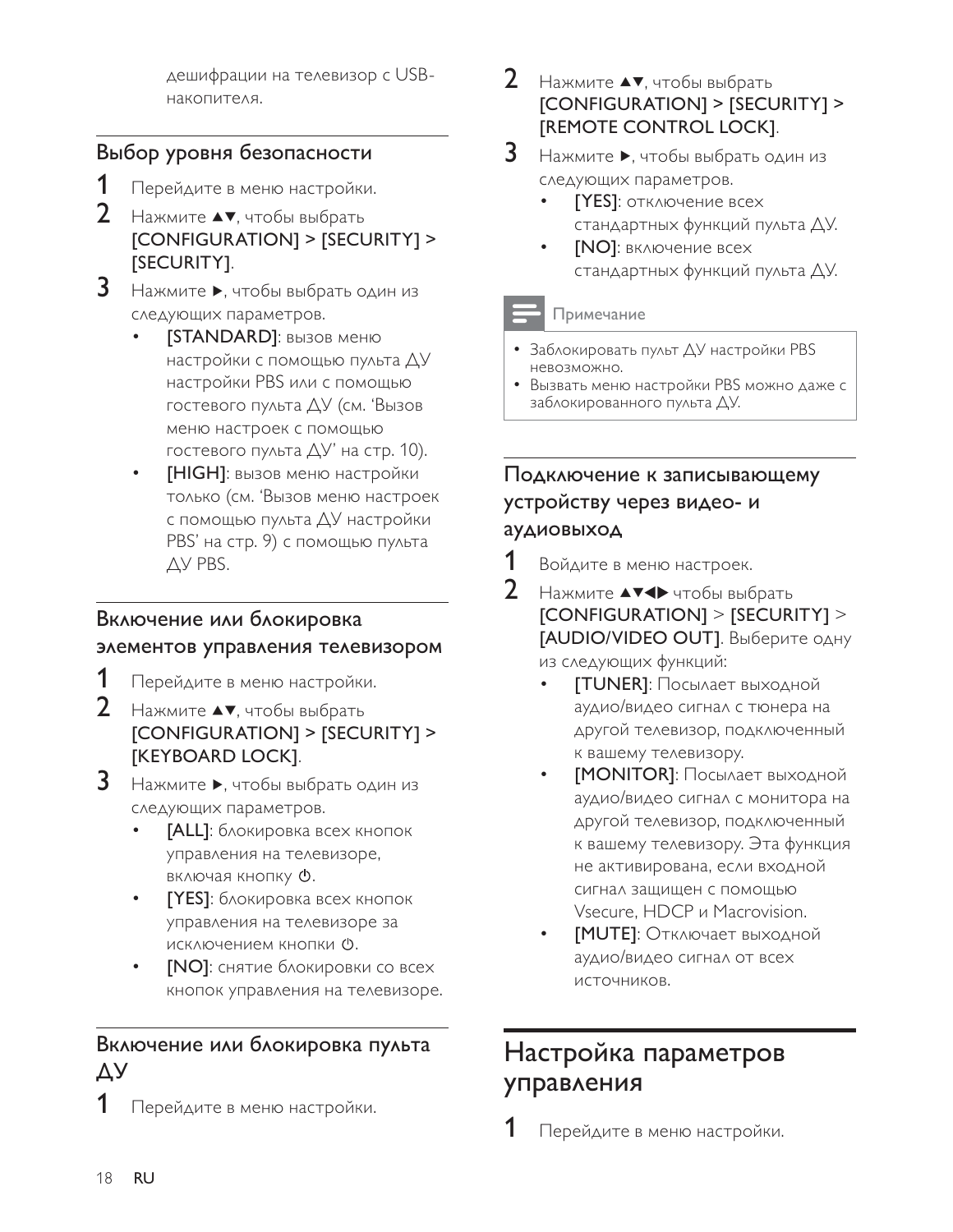дешифрации на телевизор с USB-накопителя.

## Выбор уровня безопасности

1 Перейдите в меню настройки.

2 Нажмите ▲▼, чтобы выбрать **[CONFIGURATION] > [SECURITY] > [SECURITY]**.

3 Нажмите ▶, чтобы выбрать один из следующих параметров.

- **[STANDARD]**: вызов меню настройки с помощью пульта ДУ настройки PBS или с помощью гостевого пульта ДУ (см. 'Вызов меню настроек с помощью гостевого пульта ДУ' на стр. 10).
- **[HIGH]**: вызов меню настройки только (см. 'Вызов меню настроек с помощью пульта ДУ настройки PBS' на стр. 9) с помощью пульта ДУ PBS.

## Включение или блокировка элементов управления телевизором

1 Перейдите в меню настройки.

2 Нажмите ▲▼, чтобы выбрать **[CONFIGURATION] > [SECURITY] > [KEYBOARD LOCK]**.

3 Нажмите ▶, чтобы выбрать один из следующих параметров.

- **[ALL]**: блокировка всех кнопок управления на телевизоре, включая кнопку ⏻.
- **[YES]**: блокировка всех кнопок управления на телевизоре за исключением кнопки ⏻.
- **[NO]**: снятие блокировки со всех кнопок управления на телевизоре.

## Включение или блокировка пульта ДУ

1 Перейдите в меню настройки.

2 Нажмите ▲▼, чтобы выбрать **[CONFIGURATION] > [SECURITY] > [REMOTE CONTROL LOCK]**.

3 Нажмите ▶, чтобы выбрать один из следующих параметров.

- **[YES]**: отключение всех стандартных функций пульта ДУ.
- **[NO]**: включение всех стандартных функций пульта ДУ.

Примечание

- Заблокировать пульт ДУ настройки PBS невозможно.
- Вызвать меню настройки PBS можно даже с заблокированного пульта ДУ.

## Подключение к записывающему устройству через видео- и аудиовыход

1 Войдите в меню настроек.

2 Нажмите ▲▼◀▶ чтобы выбрать **[CONFIGURATION]** > **[SECURITY]** > **[AUDIO/VIDEO OUT]**. Выберите одну из следующих функций:

- **[TUNER]**: Посылает выходной аудио/видео сигнал с тюнера на другой телевизор, подключенный к вашему телевизору.
- **[MONITOR]**: Посылает выходной аудио/видео сигнал с монитора на другой телевизор, подключенный к вашему телевизору. Эта функция не активирована, если входной сигнал защищен с помощью Vsecure, HDCP и Macrovision.
- **[MUTE]**: Отключает выходной аудио/видео сигнал от всех источников.

# Настройка параметров управления

1 Перейдите в меню настройки.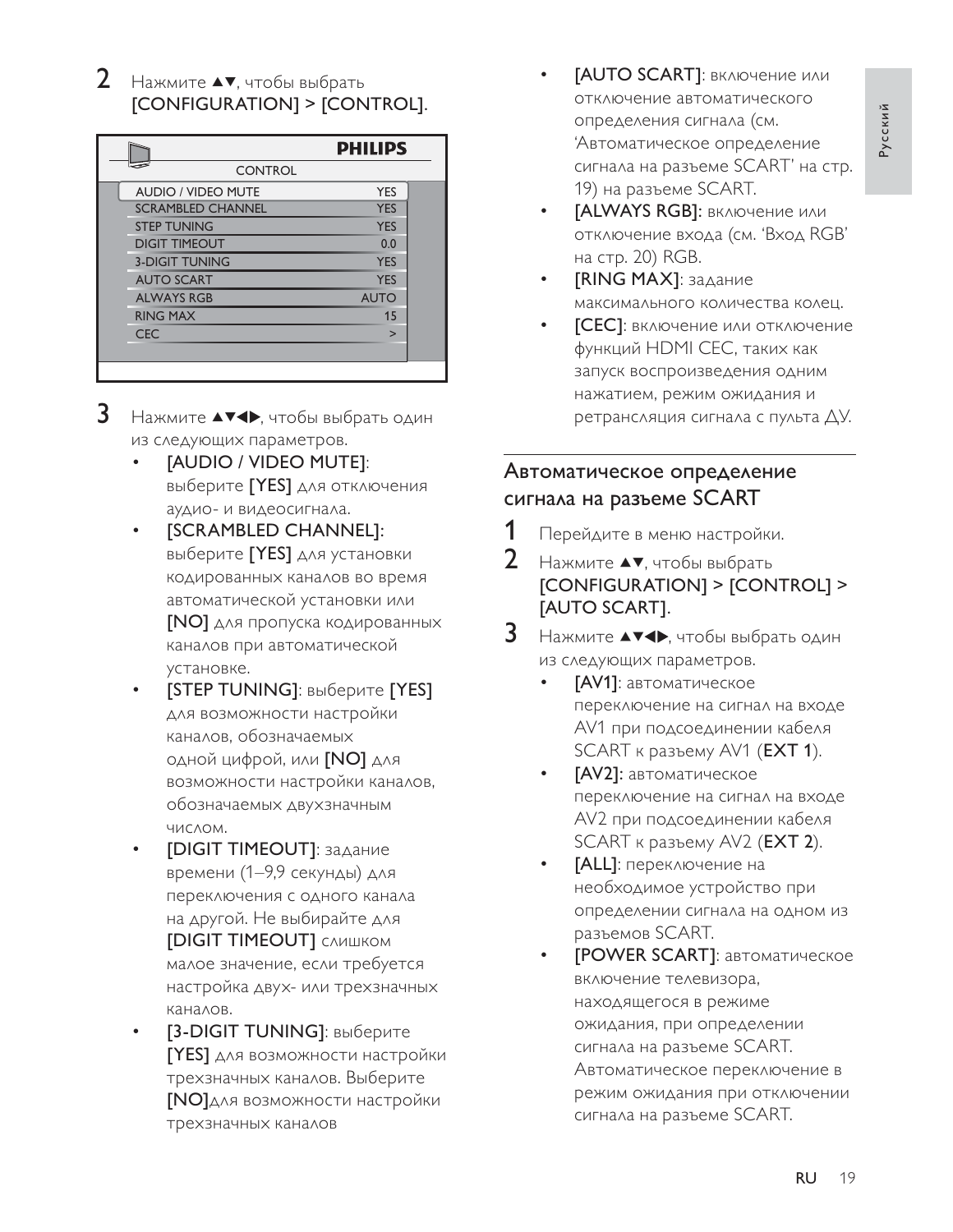2 Нажмите ▲▼, чтобы выбрать **[CONFIGURATION] > [CONTROL]**.

| CONTROL | |
|---|---|
| AUDIO / VIDEO MUTE | YES |
| SCRAMBLED CHANNEL | YES |
| STEP TUNING | YES |
| DIGIT TIMEOUT | 0.0 |
| 3-DIGIT TUNING | YES |
| AUTO SCART | YES |
| ALWAYS RGB | AUTO |
| RING MAX | 15 |
| CEC | > |

3 Нажмите ▲▼◀▶, чтобы выбрать один из следующих параметров.

- **[AUDIO / VIDEO MUTE]**: выберите **[YES]** для отключения аудио- и видеосигнала.
- **[SCRAMBLED CHANNEL]**: выберите **[YES]** для установки кодированных каналов во время автоматической установки или **[NO]** для пропуска кодированных каналов при автоматической установке.
- **[STEP TUNING]**: выберите **[YES]** для возможности настройки каналов, обозначаемых одной цифрой, или **[NO]** для возможности настройки каналов, обозначаемых двухзначным числом.
- **[DIGIT TIMEOUT]**: задание времени (1–9,9 секунды) для переключения с одного канала на другой. Не выбирайте для **[DIGIT TIMEOUT]** слишком малое значение, если требуется настройка двух- или трехзначных каналов.
- **[3-DIGIT TUNING]**: выберите **[YES]** для возможности настройки трехзначных каналов. Выберите **[NO]**для возможности настройки трехзначных каналов
- **[AUTO SCART]**: включение или отключение автоматического определения сигнала (см. 'Автоматическое определение сигнала на разъеме SCART' на стр. 19) на разъеме SCART.
- **[ALWAYS RGB]**: включение или отключение входа (см. 'Вход RGB' на стр. 20) RGB.
- **[RING MAX]**: задание максимального количества колец.
- **[CEC]**: включение или отключение функций HDMI CEC, таких как запуск воспроизведения одним нажатием, режим ожидания и ретрансляция сигнала с пульта ДУ.

## Автоматическое определение сигнала на разъеме SCART

1 Перейдите в меню настройки.

2 Нажмите ▲▼, чтобы выбрать **[CONFIGURATION] > [CONTROL] > [AUTO SCART]**.

3 Нажмите ▲▼◀▶, чтобы выбрать один из следующих параметров.

- **[AV1]**: автоматическое переключение на сигнал на входе AV1 при подсоединении кабеля SCART к разъему AV1 (**EXT 1**).
- **[AV2]**: автоматическое переключение на сигнал на входе AV2 при подсоединении кабеля SCART к разъему AV2 (**EXT 2**).
- **[ALL]**: переключение на необходимое устройство при определении сигнала на одном из разъемов SCART.
- **[POWER SCART]**: автоматическое включение телевизора, находящегося в режиме ожидания, при определении сигнала на разъеме SCART. Автоматическое переключение в режим ожидания при отключении сигнала на разъеме SCART.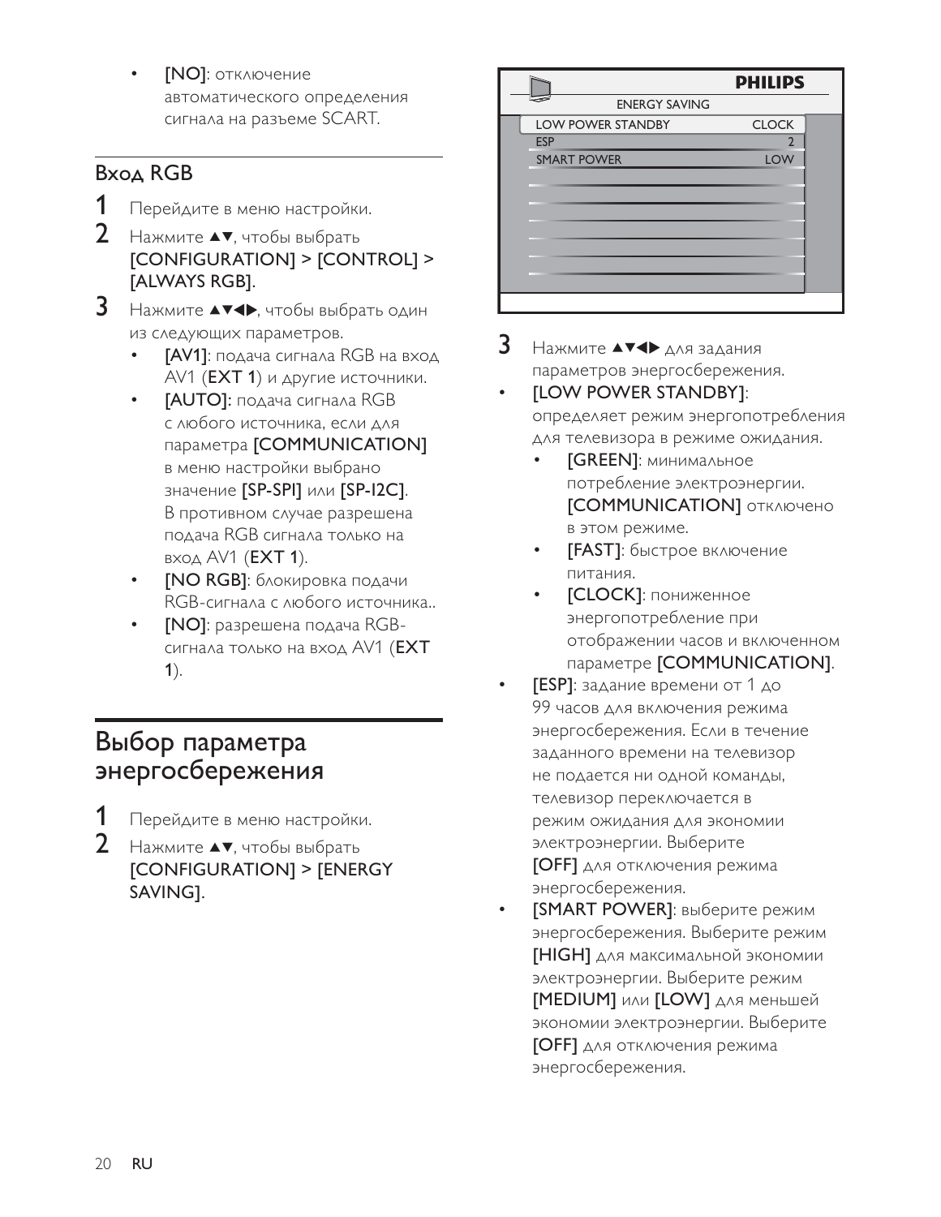- **[NO]**: отключение автоматического определения сигнала на разъеме SCART.

## Вход RGB

1. Перейдите в меню настройки.
2. Нажмите ▲▼, чтобы выбрать **[CONFIGURATION] > [CONTROL] > [ALWAYS RGB]**.
3. Нажмите ▲▼◀▶, чтобы выбрать один из следующих параметров.
   - **[AV1]**: подача сигнала RGB на вход AV1 (**EXT 1**) и другие источники.
   - **[AUTO]:** подача сигнала RGB с любого источника, если для параметра **[COMMUNICATION]** в меню настройки выбрано значение **[SP-SPI]** или **[SP-I2C]**. В противном случае разрешена подача RGB сигнала только на вход AV1 (**EXT 1**).
   - **[NO RGB]**: блокировка подачи RGB-сигнала с любого источника..
   - **[NO]**: разрешена подача RGB-сигнала только на вход AV1 (**EXT 1**).

# Выбор параметра энергосбережения

1. Перейдите в меню настройки.
2. Нажмите ▲▼, чтобы выбрать **[CONFIGURATION] > [ENERGY SAVING]**.

| PHILIPS | |
|---|---|
| ENERGY SAVING | |
| LOW POWER STANDBY | CLOCK |
| ESP | 2 |
| SMART POWER | LOW |

3. Нажмите ▲▼◀▶ для задания параметров энергосбережения.

- **[LOW POWER STANDBY]**: определяет режим энергопотребления для телевизора в режиме ожидания.
  - **[GREEN]**: минимальное потребление электроэнергии. **[COMMUNICATION]** отключено в этом режиме.
  - **[FAST]**: быстрое включение питания.
  - **[CLOCK]**: пониженное энергопотребление при отображении часов и включенном параметре **[COMMUNICATION]**.
- **[ESP]**: задание времени от 1 до 99 часов для включения режима энергосбережения. Если в течение заданного времени на телевизор не подается ни одной команды, телевизор переключается в режим ожидания для экономии электроэнергии. Выберите **[OFF]** для отключения режима энергосбережения.
- **[SMART POWER]**: выберите режим энергосбережения. Выберите режим **[HIGH]** для максимальной экономии электроэнергии. Выберите режим **[MEDIUM]** или **[LOW]** для меньшей экономии электроэнергии. Выберите **[OFF]** для отключения режима энергосбережения.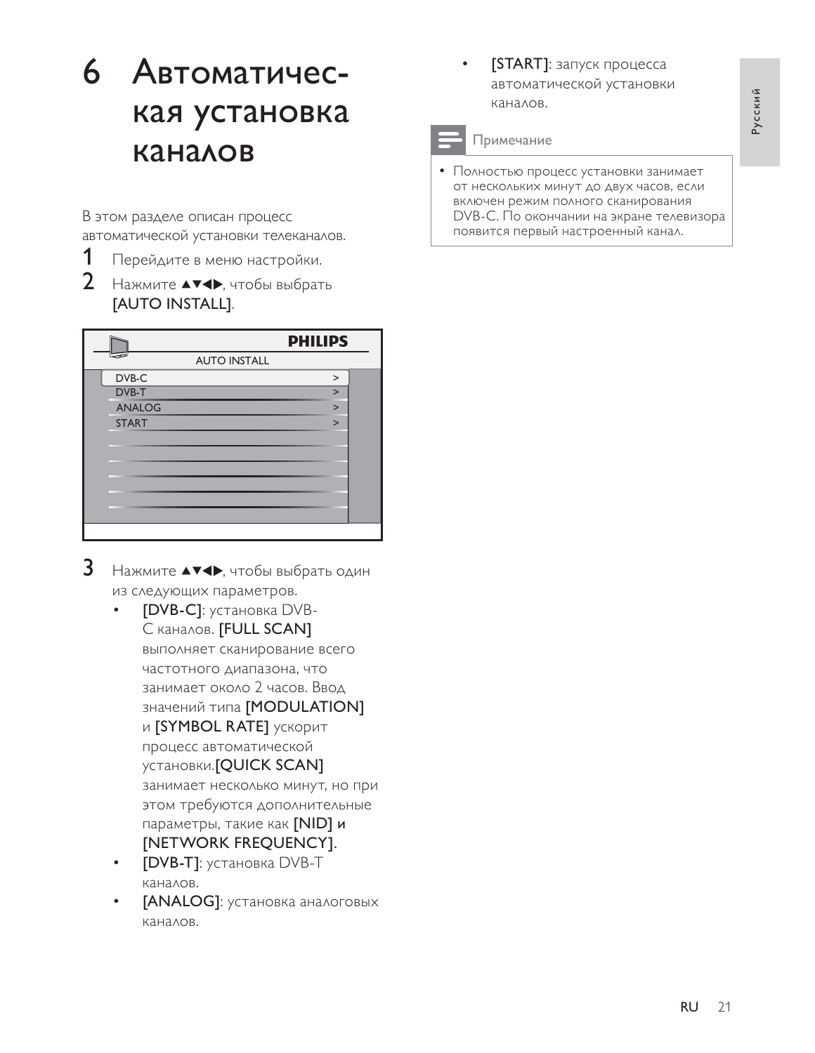# 6 Автоматическая установка каналов

В этом разделе описан процесс автоматической установки телеканалов.

**1** Перейдите в меню настройки.

**2** Нажмите ▲▼◀▶, чтобы выбрать **[AUTO INSTALL]**.

**3** Нажмите ▲▼◀▶, чтобы выбрать один из следующих параметров.

- **[DVB-C]**: установка DVB-C каналов. **[FULL SCAN]** выполняет сканирование всего частотного диапазона, что занимает около 2 часов. Ввод значений типа **[MODULATION]** и **[SYMBOL RATE]** ускорит процесс автоматической установки.**[QUICK SCAN]** занимает несколько минут, но при этом требуются дополнительные параметры, такие как **[NID]** и **[NETWORK FREQUENCY]**.
- **[DVB-T]**: установка DVB-T каналов.
- **[ANALOG]**: установка аналоговых каналов.
- **[START]**: запуск процесса автоматической установки каналов.

**Примечание**

- Полностью процесс установки занимает от нескольких минут до двух часов, если включен режим полного сканирования DVB-C. По окончании на экране телевизора появится первый настроенный канал.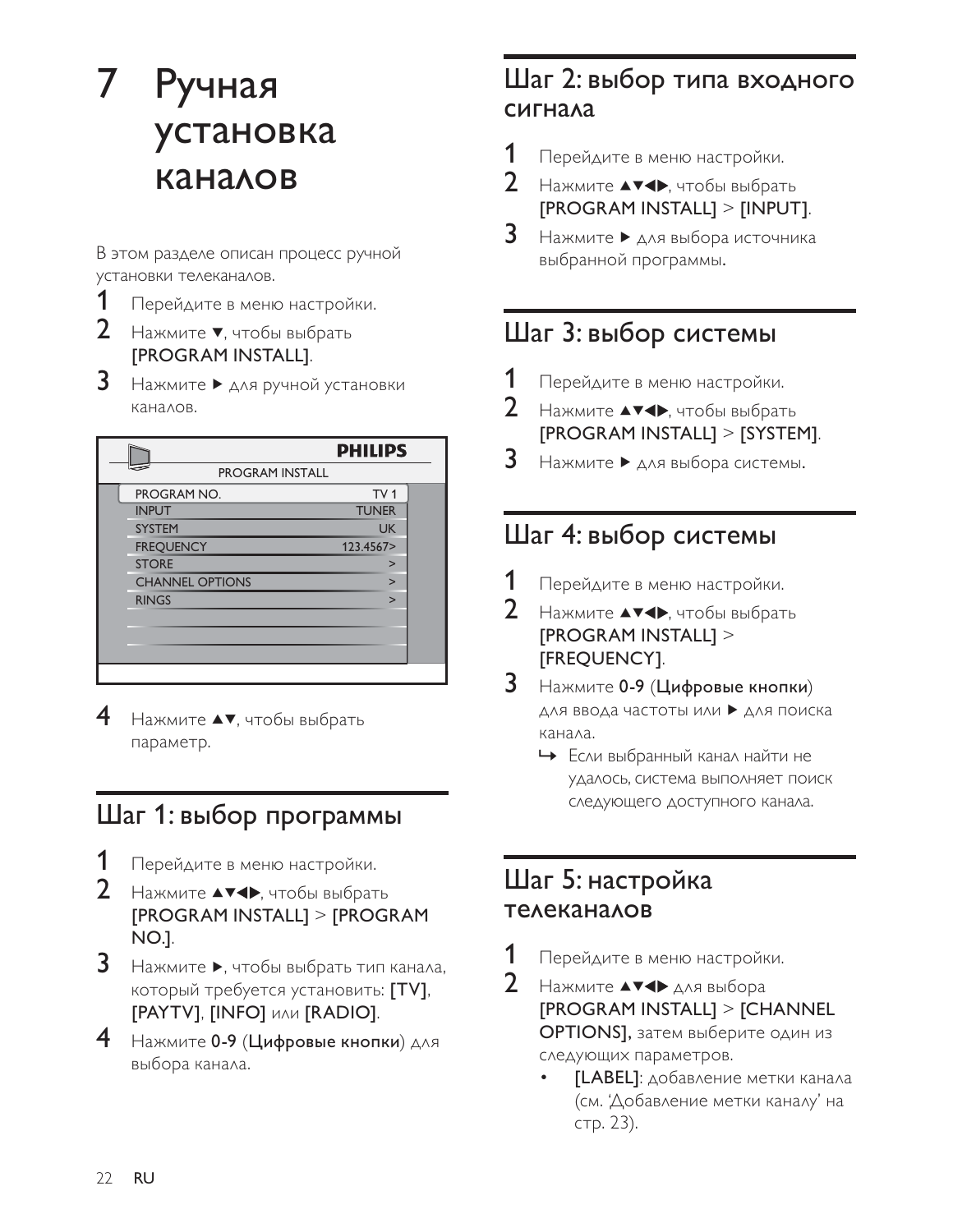# 7 Ручная установка каналов

В этом разделе описан процесс ручной установки телеканалов.

1. Перейдите в меню настройки.
2. Нажмите ▼, чтобы выбрать **[PROGRAM INSTALL]**.
3. Нажмите ▶ для ручной установки каналов.

| PROGRAM INSTALL | |
|---|---|
| PROGRAM NO. | TV 1 |
| INPUT | TUNER |
| SYSTEM | UK |
| FREQUENCY | 123.4567> |
| STORE | > |
| CHANNEL OPTIONS | > |
| RINGS | > |

4. Нажмите ▲▼, чтобы выбрать параметр.

## Шаг 1: выбор программы

1. Перейдите в меню настройки.
2. Нажмите ▲▼◀▶, чтобы выбрать **[PROGRAM INSTALL]** > **[PROGRAM NO.]**.
3. Нажмите ▶, чтобы выбрать тип канала, который требуется установить: **[TV]**, **[PAYTV]**, **[INFO]** или **[RADIO]**.
4. Нажмите **0-9** (**Цифровые кнопки**) для выбора канала.

## Шаг 2: выбор типа входного сигнала

1. Перейдите в меню настройки.
2. Нажмите ▲▼◀▶, чтобы выбрать **[PROGRAM INSTALL]** > **[INPUT]**.
3. Нажмите ▶ для выбора источника выбранной программы.

## Шаг 3: выбор системы

1. Перейдите в меню настройки.
2. Нажмите ▲▼◀▶, чтобы выбрать **[PROGRAM INSTALL]** > **[SYSTEM]**.
3. Нажмите ▶ для выбора системы.

## Шаг 4: выбор системы

1. Перейдите в меню настройки.
2. Нажмите ▲▼◀▶, чтобы выбрать **[PROGRAM INSTALL]** > **[FREQUENCY]**.
3. Нажмите **0-9** (**Цифровые кнопки**) для ввода частоты или ▶ для поиска канала.
   ↳ Если выбранный канал найти не удалось, система выполняет поиск следующего доступного канала.

## Шаг 5: настройка телеканалов

1. Перейдите в меню настройки.
2. Нажмите ▲▼◀▶ для выбора **[PROGRAM INSTALL]** > **[CHANNEL OPTIONS]**, затем выберите один из следующих параметров.
   - **[LABEL]**: добавление метки канала (см. 'Добавление метки каналу' на стр. 23).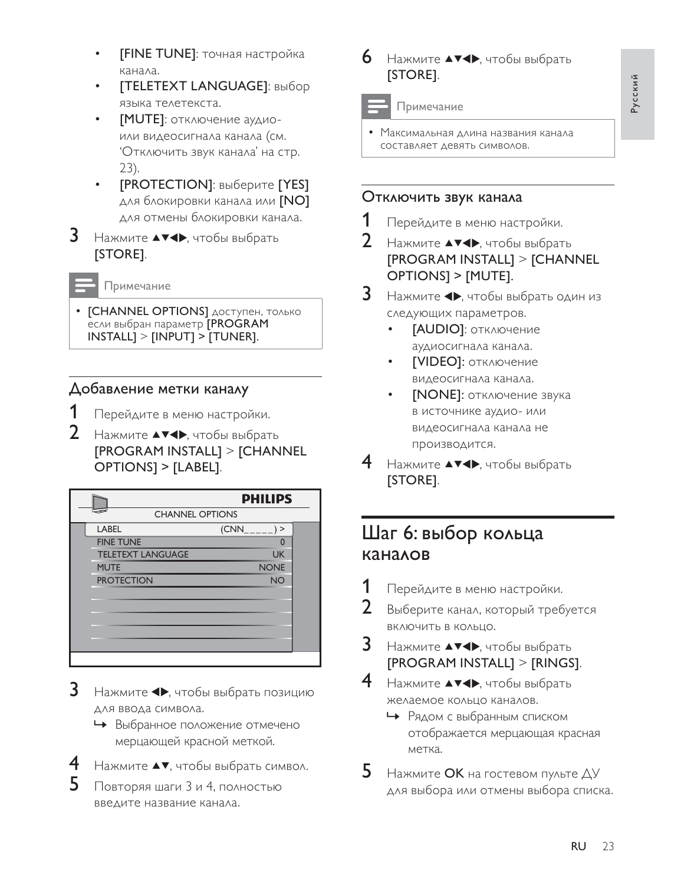- **[FINE TUNE]**: точная настройка канала.
- **[TELETEXT LANGUAGE]**: выбор языка телетекста.
- **[MUTE]**: отключение аудио- или видеосигнала канала (см. 'Отключить звук канала' на стр. 23).
- **[PROTECTION]**: выберите **[YES]** для блокировки канала или **[NO]** для отмены блокировки канала.

3 Нажмите ▲▼◀▶, чтобы выбрать **[STORE]**.

> **Примечание**
>
> - **[CHANNEL OPTIONS]** доступен, только если выбран параметр **[PROGRAM INSTALL]** > **[INPUT]** > **[TUNER]**.

## Добавление метки каналу

1 Перейдите в меню настройки.

2 Нажмите ▲▼◀▶, чтобы выбрать **[PROGRAM INSTALL]** > **[CHANNEL OPTIONS]** > **[LABEL]**.

| CHANNEL OPTIONS | |
|---|---|
| LABEL | (CNN_____) > |
| FINE TUNE | 0 |
| TELETEXT LANGUAGE | UK |
| MUTE | NONE |
| PROTECTION | NO |

3 Нажмите ◀▶, чтобы выбрать позицию для ввода символа.

↪ Выбранное положение отмечено мерцающей красной меткой.

4 Нажмите ▲▼, чтобы выбрать символ.

5 Повторяя шаги 3 и 4, полностью введите название канала.

6 Нажмите ▲▼◀▶, чтобы выбрать **[STORE]**.

> **Примечание**
>
> - Максимальная длина названия канала составляет девять символов.

## Отключить звук канала

1 Перейдите в меню настройки.

2 Нажмите ▲▼◀▶, чтобы выбрать **[PROGRAM INSTALL]** > **[CHANNEL OPTIONS]** > **[MUTE]**.

3 Нажмите ◀▶, чтобы выбрать один из следующих параметров.

- **[AUDIO]**: отключение аудиосигнала канала.
- **[VIDEO]**: отключение видеосигнала канала.
- **[NONE]**: отключение звука в источнике аудио- или видеосигнала канала не производится.

4 Нажмите ▲▼◀▶, чтобы выбрать **[STORE]**.

# Шаг 6: выбор кольца каналов

1 Перейдите в меню настройки.

2 Выберите канал, который требуется включить в кольцо.

3 Нажмите ▲▼◀▶, чтобы выбрать **[PROGRAM INSTALL]** > **[RINGS]**.

4 Нажмите ▲▼◀▶, чтобы выбрать желаемое кольцо каналов.

↪ Рядом с выбранным списком отображается мерцающая красная метка.

5 Нажмите **OK** на гостевом пульте ДУ для выбора или отмены выбора списка.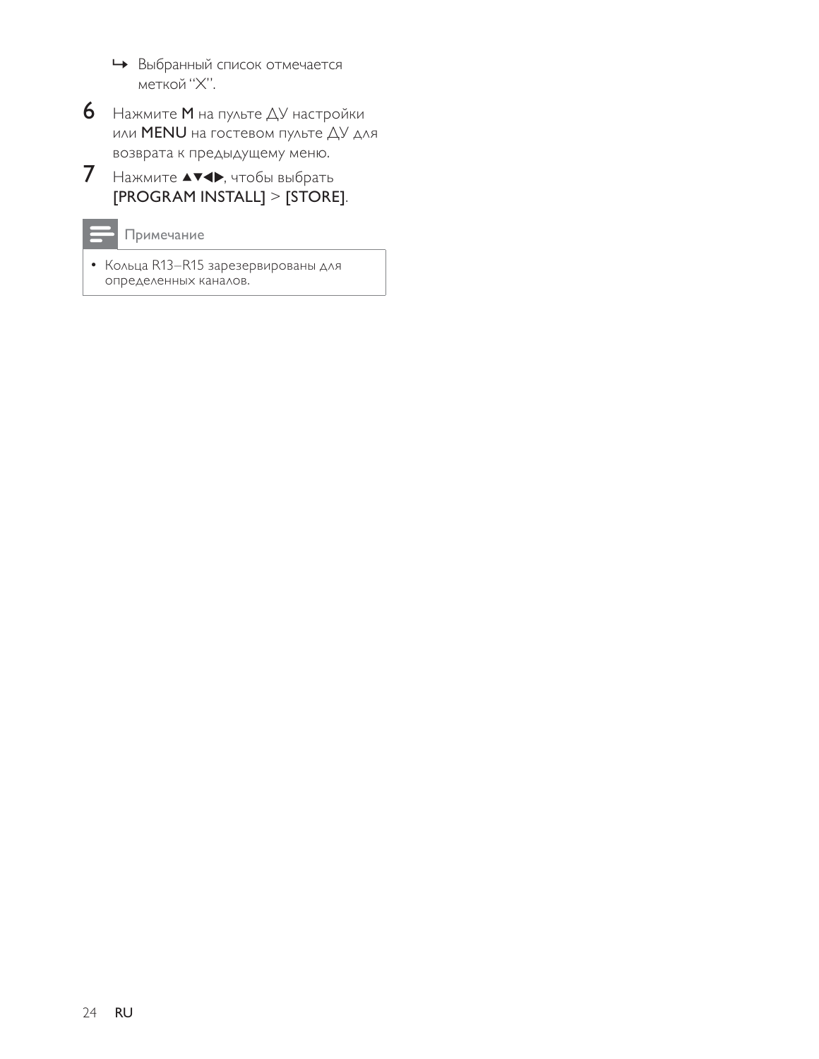↳ Выбранный список отмечается меткой "X".

6. Нажмите **M** на пульте ДУ настройки или **MENU** на гостевом пульте ДУ для возврата к предыдущему меню.

7. Нажмите ▲▼◀▶, чтобы выбрать **[PROGRAM INSTALL]** > **[STORE]**.

**Примечание**

- Кольца R13–R15 зарезервированы для определенных каналов.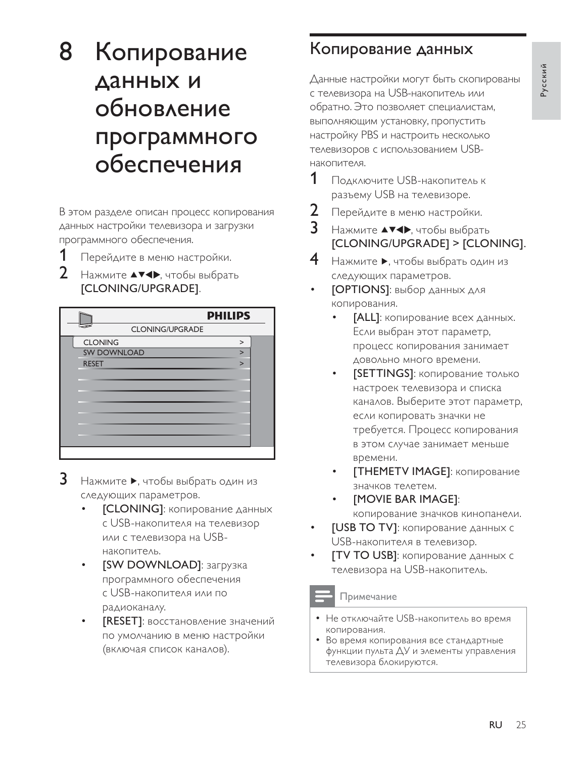# 8 Копирование данных и обновление программного обеспечения

В этом разделе описан процесс копирования данных настройки телевизора и загрузки программного обеспечения.

1. Перейдите в меню настройки.
2. Нажмите ▲▼◀▶, чтобы выбрать **[CLONING/UPGRADE]**.

PHILIPS
CLONING/UPGRADE

| | |
|---|---|
| CLONING | > |
| SW DOWNLOAD | > |
| RESET | > |

3. Нажмите ▶, чтобы выбрать один из следующих параметров.
   - **[CLONING]**: копирование данных с USB-накопителя на телевизор или с телевизора на USB-накопитель.
   - **[SW DOWNLOAD]**: загрузка программного обеспечения с USB-накопителя или по радиоканалу.
   - **[RESET]**: восстановление значений по умолчанию в меню настройки (включая список каналов).

## Копирование данных

Данные настройки могут быть скопированы с телевизора на USB-накопитель или обратно. Это позволяет специалистам, выполняющим установку, пропустить настройку PBS и настроить несколько телевизоров с использованием USB-накопителя.

1. Подключите USB-накопитель к разъему USB на телевизоре.
2. Перейдите в меню настройки.
3. Нажмите ▲▼◀▶, чтобы выбрать **[CLONING/UPGRADE] > [CLONING]**.
4. Нажмите ▶, чтобы выбрать один из следующих параметров.

- **[OPTIONS]**: выбор данных для копирования.
  - **[ALL]**: копирование всех данных. Если выбран этот параметр, процесс копирования занимает довольно много времени.
  - **[SETTINGS]**: копирование только настроек телевизора и списка каналов. Выберите этот параметр, если копировать значки не требуется. Процесс копирования в этом случае занимает меньше времени.
  - **[THEMETV IMAGE]**: копирование значков телетем.
  - **[MOVIE BAR IMAGE]**: копирование значков кинопанели.
- **[USB TO TV]**: копирование данных с USB-накопителя в телевизор.
- **[TV TO USB]**: копирование данных с телевизора на USB-накопитель.

**Примечание**

- Не отключайте USB-накопитель во время копирования.
- Во время копирования все стандартные функции пульта ДУ и элементы управления телевизора блокируются.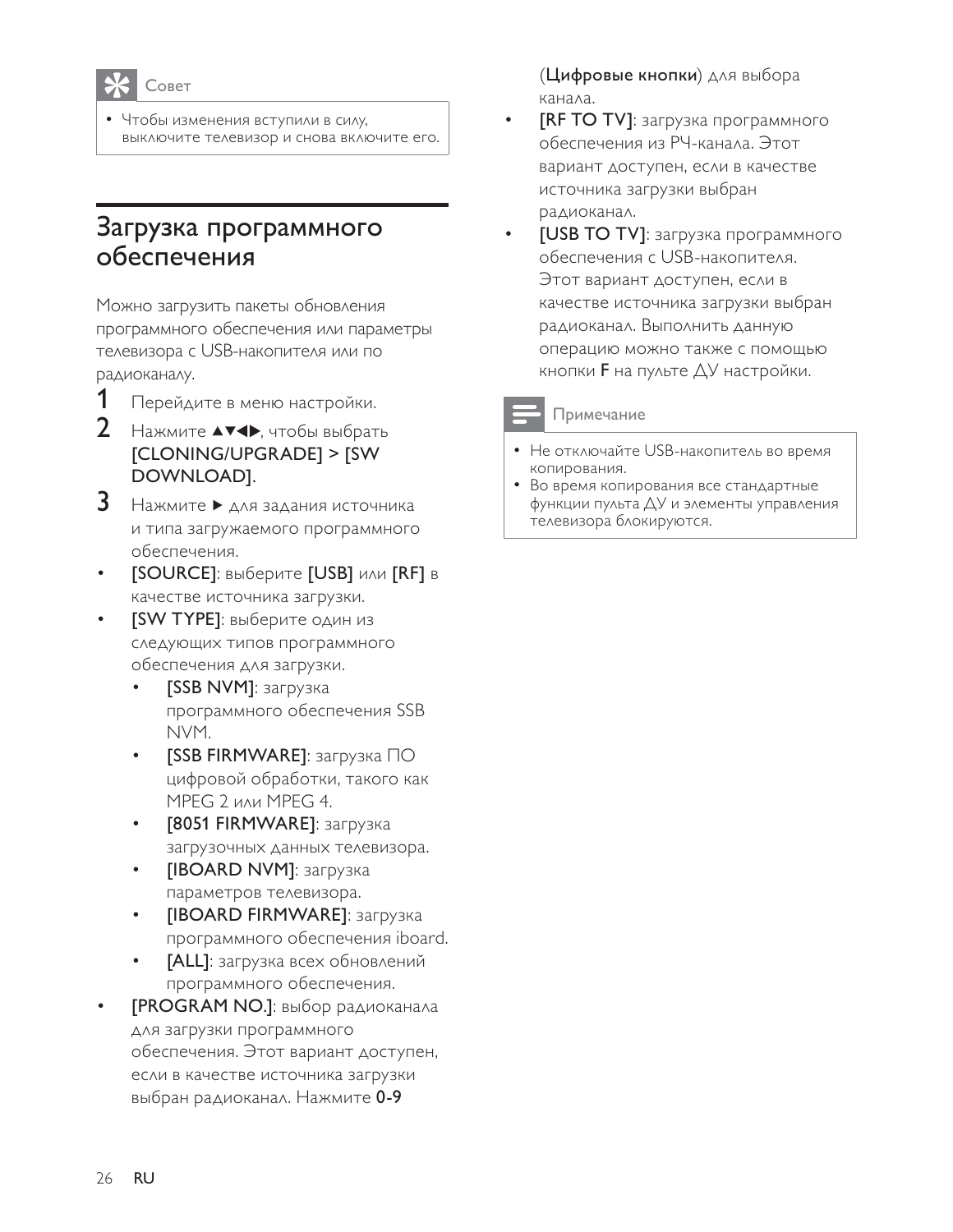**Совет**

- Чтобы изменения вступили в силу, выключите телевизор и снова включите его.

## Загрузка программного обеспечения

Можно загрузить пакеты обновления программного обеспечения или параметры телевизора с USB-накопителя или по радиоканалу.

1. Перейдите в меню настройки.
2. Нажмите ▲▼◀▶, чтобы выбрать **[CLONING/UPGRADE] > [SW DOWNLOAD]**.
3. Нажмите ▶ для задания источника и типа загружаемого программного обеспечения.

- **[SOURCE]**: выберите **[USB]** или **[RF]** в качестве источника загрузки.
- **[SW TYPE]**: выберите один из следующих типов программного обеспечения для загрузки.
    - **[SSB NVM]**: загрузка программного обеспечения SSB NVM.
    - **[SSB FIRMWARE]**: загрузка ПО цифровой обработки, такого как MPEG 2 или MPEG 4.
    - **[8051 FIRMWARE]**: загрузка загрузочных данных телевизора.
    - **[IBOARD NVM]**: загрузка параметров телевизора.
    - **[IBOARD FIRMWARE]**: загрузка программного обеспечения iboard.
    - **[ALL]**: загрузка всех обновлений программного обеспечения.
- **[PROGRAM NO.]**: выбор радиоканала для загрузки программного обеспечения. Этот вариант доступен, если в качестве источника загрузки выбран радиоканал. Нажмите **0-9** (**Цифровые кнопки**) для выбора канала.
- **[RF TO TV]**: загрузка программного обеспечения из РЧ-канала. Этот вариант доступен, если в качестве источника загрузки выбран радиоканал.
- **[USB TO TV]**: загрузка программного обеспечения с USB-накопителя. Этот вариант доступен, если в качестве источника загрузки выбран радиоканал. Выполнить данную операцию можно также с помощью кнопки **F** на пульте ДУ настройки.

**Примечание**

- Не отключайте USB-накопитель во время копирования.
- Во время копирования все стандартные функции пульта ДУ и элементы управления телевизора блокируются.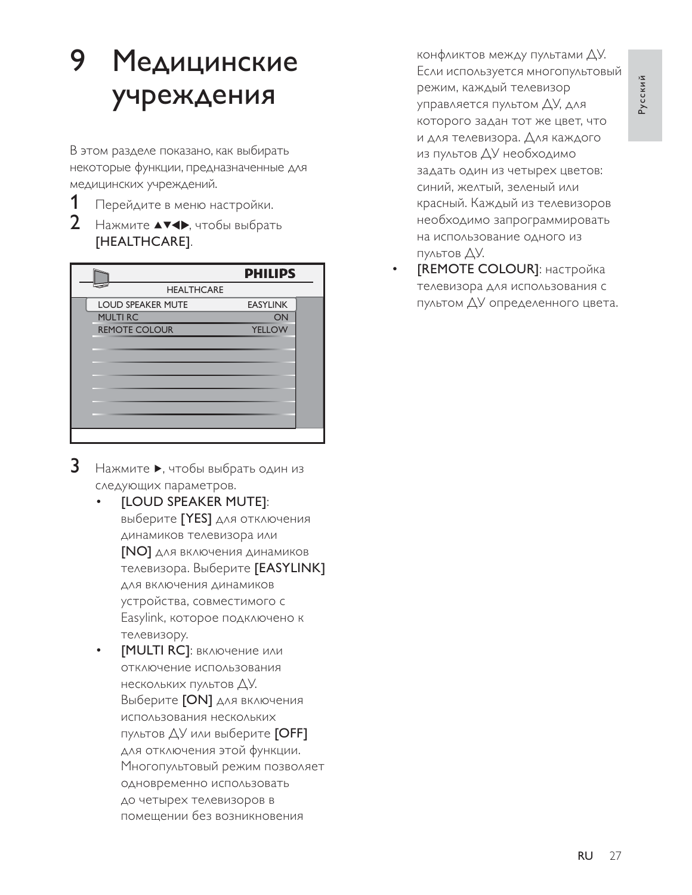# 9 Медицинские учреждения

В этом разделе показано, как выбирать некоторые функции, предназначенные для медицинских учреждений.

1. Перейдите в меню настройки.
2. Нажмите ▲▼◀▶, чтобы выбрать **[HEALTHCARE]**.

| HEALTHCARE | |
|---|---|
| LOUD SPEAKER MUTE | EASYLINK |
| MULTI RC | ON |
| REMOTE COLOUR | YELLOW |

3. Нажмите ▶, чтобы выбрать один из следующих параметров.
   - **[LOUD SPEAKER MUTE]**: выберите **[YES]** для отключения динамиков телевизора или **[NO]** для включения динамиков телевизора. Выберите **[EASYLINK]** для включения динамиков устройства, совместимого с Easylink, которое подключено к телевизору.
   - **[MULTI RC]**: включение или отключение использования нескольких пультов ДУ. Выберите **[ON]** для включения использования нескольких пультов ДУ или выберите **[OFF]** для отключения этой функции. Многопультовый режим позволяет одновременно использовать до четырех телевизоров в помещении без возникновения конфликтов между пультами ДУ. Если используется многопультовый режим, каждый телевизор управляется пультом ДУ, для которого задан тот же цвет, что и для телевизора. Для каждого из пультов ДУ необходимо задать один из четырех цветов: синий, желтый, зеленый или красный. Каждый из телевизоров необходимо запрограммировать на использование одного из пультов ДУ.
   - **[REMOTE COLOUR]**: настройка телевизора для использования с пультом ДУ определенного цвета.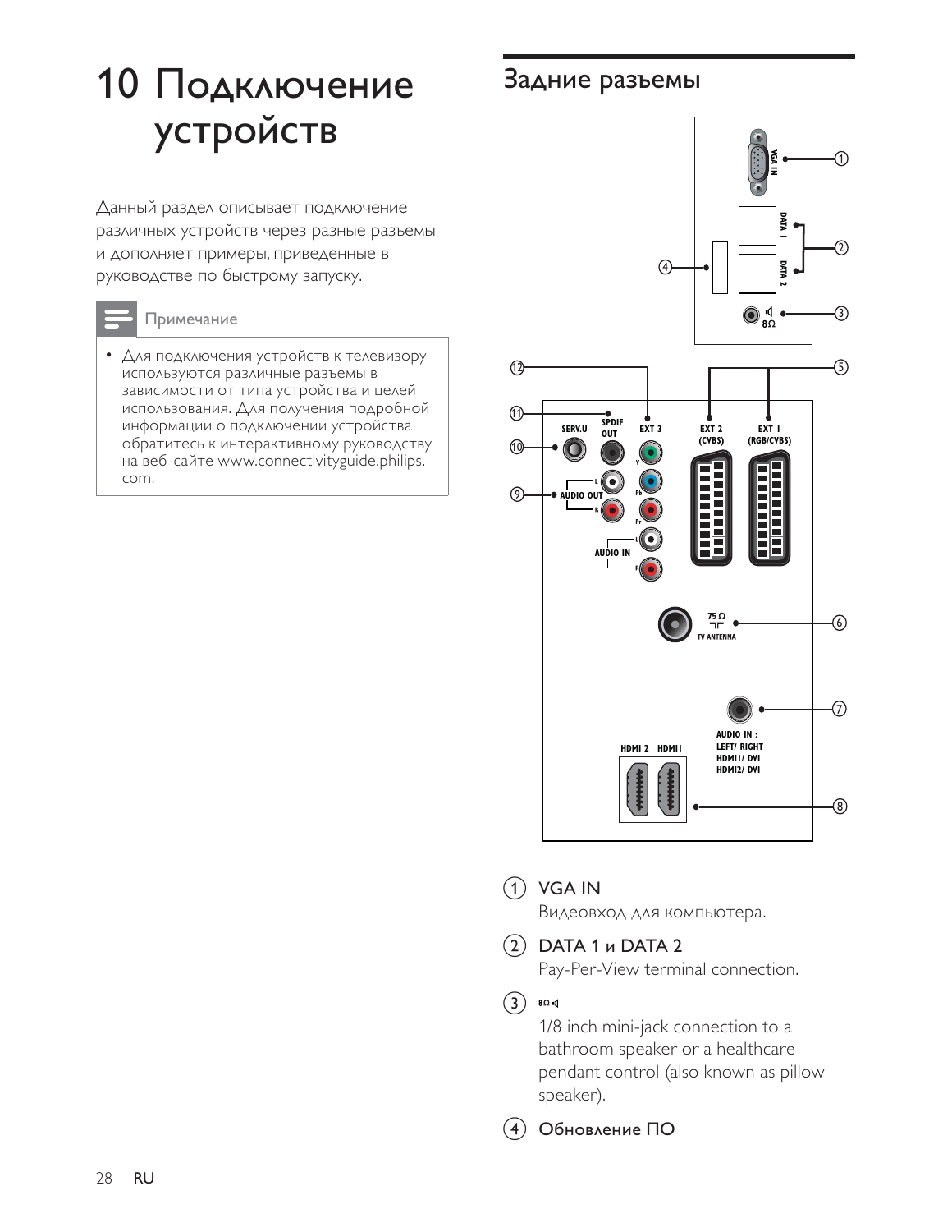# 10 Подключение устройств

Данный раздел описывает подключение различных устройств через разные разъемы и дополняет примеры, приведенные в руководстве по быстрому запуску.

**Примечание**

- Для подключения устройств к телевизору используются различные разъемы в зависимости от типа устройства и целей использования. Для получения подробной информации о подключении устройства обратитесь к интерактивному руководству на веб-сайте www.connectivityguide.philips.com.

## Задние разъемы

1. **VGA IN**

   Видеовход для компьютера.

2. **DATA 1 и DATA 2**

   Pay-Per-View terminal connection.

3. **8Ω**

   1/8 inch mini-jack connection to a bathroom speaker or a healthcare pendant control (also known as pillow speaker).

4. **Обновление ПО**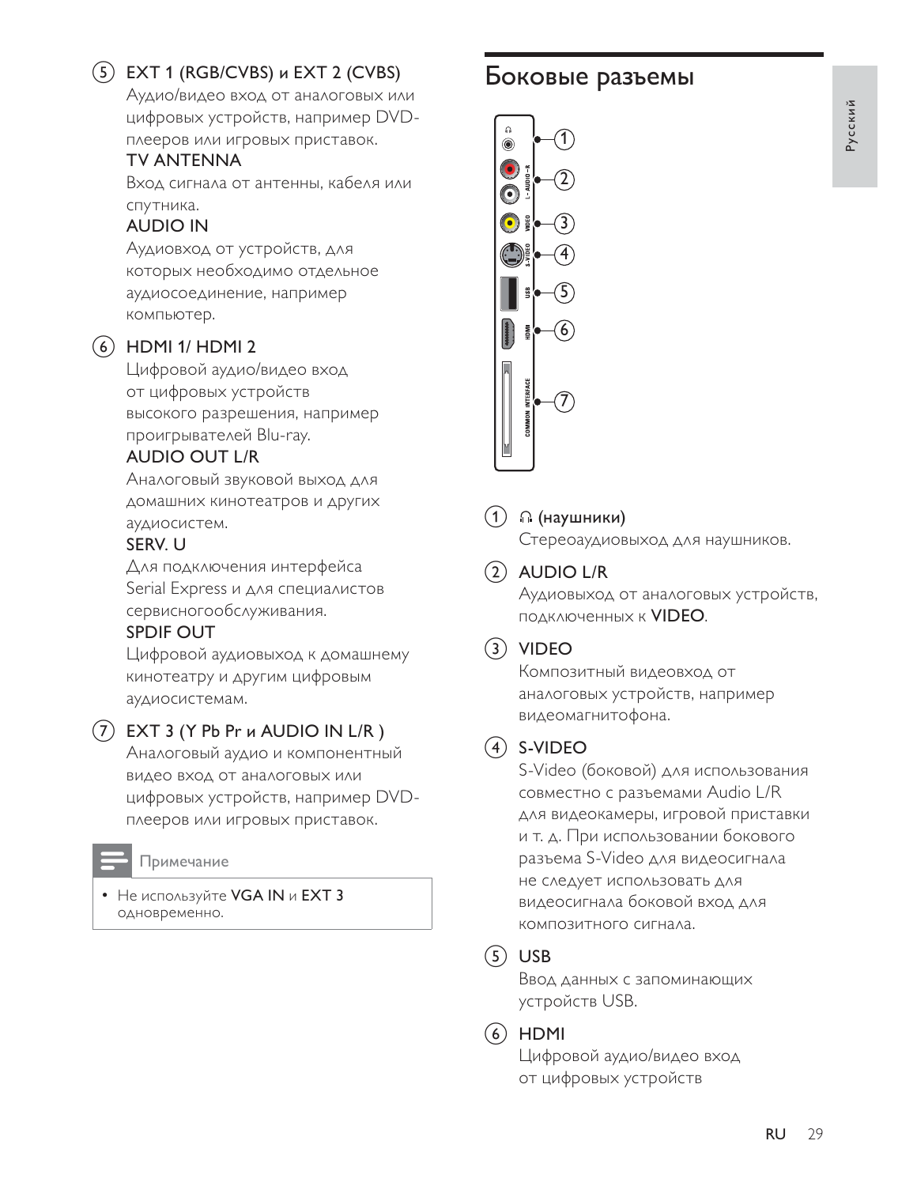(5) **EXT 1 (RGB/CVBS) и EXT 2 (CVBS)**
Аудио/видео вход от аналоговых или цифровых устройств, например DVD-плееров или игровых приставок.
**TV ANTENNA**
Вход сигнала от антенны, кабеля или спутника.
**AUDIO IN**
Аудиовход от устройств, для которых необходимо отдельное аудиосоединение, например компьютер.

(6) **HDMI 1/ HDMI 2**
Цифровой аудио/видео вход от цифровых устройств высокого разрешения, например проигрывателей Blu-ray.
**AUDIO OUT L/R**
Аналоговый звуковой выход для домашних кинотеатров и других аудиосистем.
**SERV. U**
Для подключения интерфейса Serial Express и для специалистов сервисногообслуживания.
**SPDIF OUT**
Цифровой аудиовыход к домашнему кинотеатру и другим цифровым аудиосистемам.

(7) **EXT 3 (Y Pb Pr и AUDIO IN L/R )**
Аналоговый аудио и компонентный видео вход от аналоговых или цифровых устройств, например DVD-плееров или игровых приставок.

**Примечание**

- Не используйте **VGA IN** и **EXT 3** одновременно.

# Боковые разъемы

(1) **🎧 (наушники)**
Стереоаудиовыход для наушников.

(2) **AUDIO L/R**
Аудиовыход от аналоговых устройств, подключенных к **VIDEO**.

(3) **VIDEO**
Композитный видеовход от аналоговых устройств, например видеомагнитофона.

(4) **S-VIDEO**
S-Video (боковой) для использования совместно с разъемами Audio L/R для видеокамеры, игровой приставки и т. д. При использовании бокового разъема S-Video для видеосигнала не следует использовать для видеосигнала боковой вход для композитного сигнала.

(5) **USB**
Ввод данных с запоминающих устройств USB.

(6) **HDMI**
Цифровой аудио/видео вход от цифровых устройств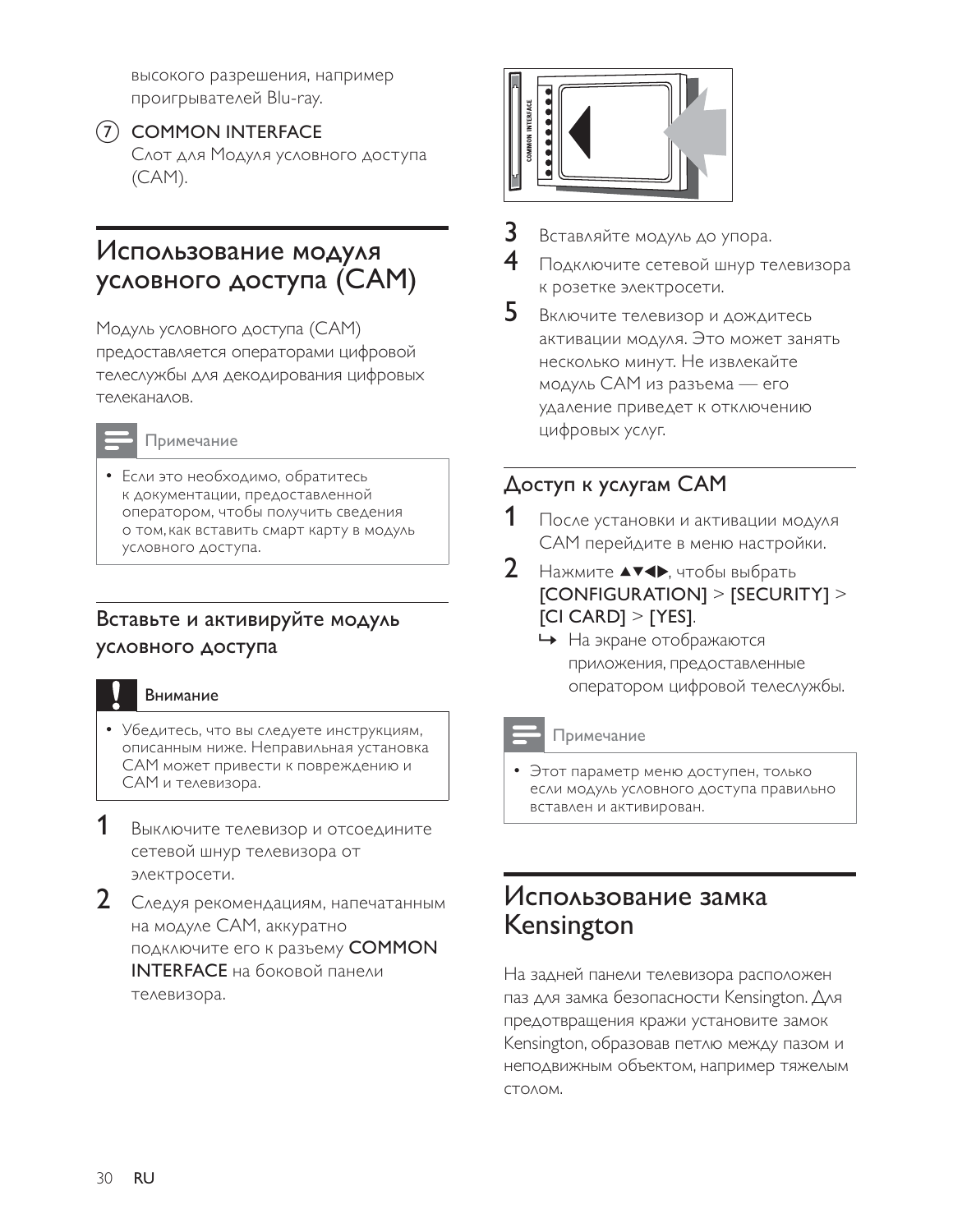высокого разрешения, например проигрывателей Blu-ray.

(7) COMMON INTERFACE
Слот для Модуля условного доступа (CAM).

## Использование модуля условного доступа (CAM)

Модуль условного доступа (CAM) предоставляется операторами цифровой телеслужбы для декодирования цифровых телеканалов.

> Примечание
>
> - Если это необходимо, обратитесь к документации, предоставленной оператором, чтобы получить сведения о том, как вставить смарт карту в модуль условного доступа.

### Вставьте и активируйте модуль условного доступа

> Внимание
>
> - Убедитесь, что вы следуете инструкциям, описанным ниже. Неправильная установка CAM может привести к повреждению и CAM и телевизора.

1. Выключите телевизор и отсоедините сетевой шнур телевизора от электросети.
2. Следуя рекомендациям, напечатанным на модуле CAM, аккуратно подключите его к разъему **COMMON INTERFACE** на боковой панели телевизора.
3. Вставляйте модуль до упора.
4. Подключите сетевой шнур телевизора к розетке электросети.
5. Включите телевизор и дождитесь активации модуля. Это может занять несколько минут. Не извлекайте модуль CAM из разъема — его удаление приведет к отключению цифровых услуг.

### Доступ к услугам CAM

1. После установки и активации модуля CAM перейдите в меню настройки.
2. Нажмите ▲▼◀▶, чтобы выбрать **[CONFIGURATION]** > **[SECURITY]** > **[CI CARD]** > **[YES]**.
   ↳ На экране отображаются приложения, предоставленные оператором цифровой телеслужбы.

> Примечание
>
> - Этот параметр меню доступен, только если модуль условного доступа правильно вставлен и активирован.

## Использование замка Kensington

На задней панели телевизора расположен паз для замка безопасности Kensington. Для предотвращения кражи установите замок Kensington, образовав петлю между пазом и неподвижным объектом, например тяжелым столом.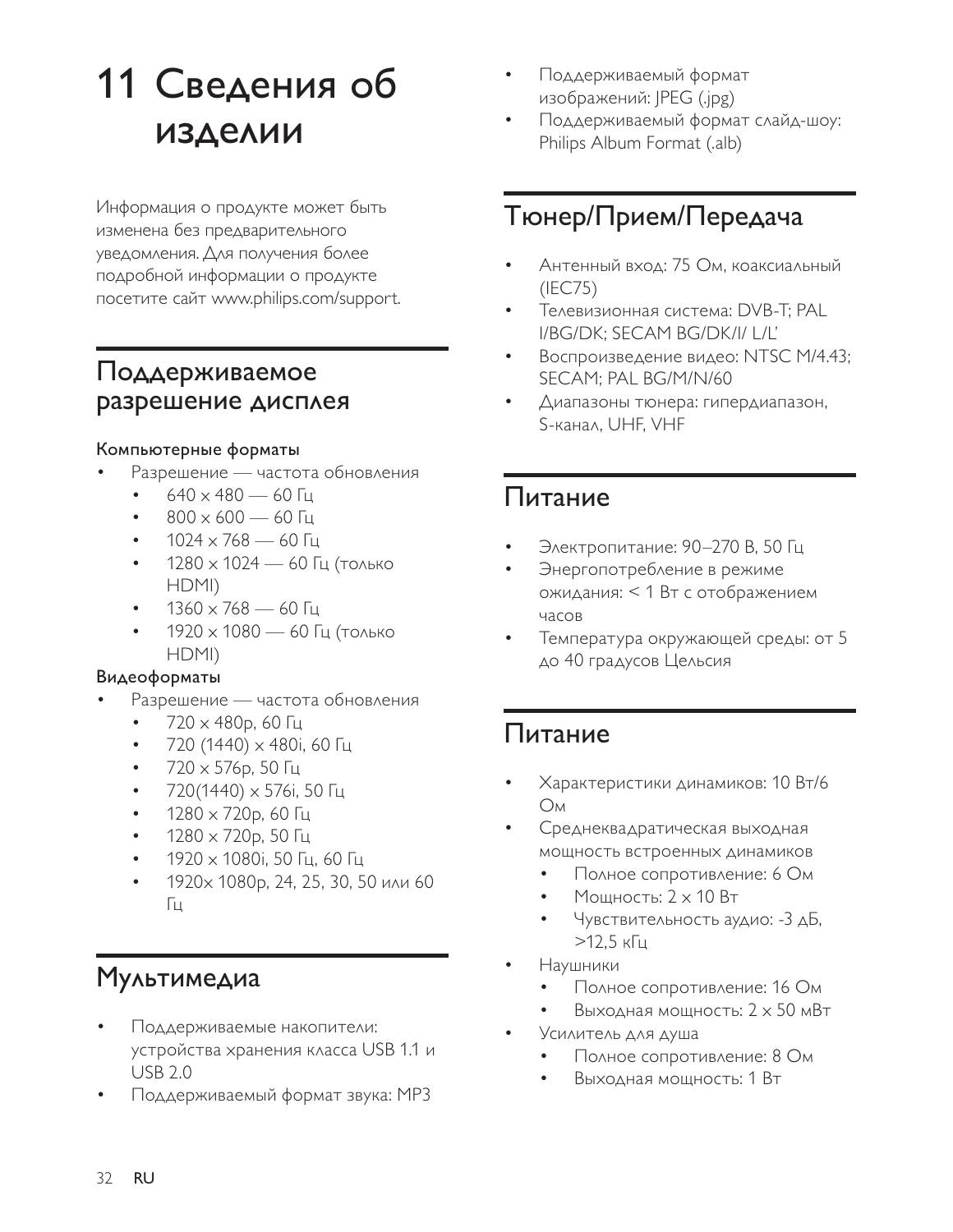# 11 Сведения об изделии

Информация о продукте может быть изменена без предварительного уведомления. Для получения более подробной информации о продукте посетите сайт www.philips.com/support.

## Поддерживаемое разрешение дисплея

**Компьютерные форматы**

- Разрешение — частота обновления
  - 640 × 480 — 60 Гц
  - 800 × 600 — 60 Гц
  - 1024 × 768 — 60 Гц
  - 1280 × 1024 — 60 Гц (только HDMI)
  - 1360 × 768 — 60 Гц
  - 1920 × 1080 — 60 Гц (только HDMI)

**Видеоформаты**

- Разрешение — частота обновления
  - 720 × 480p, 60 Гц
  - 720 (1440) × 480i, 60 Гц
  - 720 × 576p, 50 Гц
  - 720(1440) × 576i, 50 Гц
  - 1280 × 720p, 60 Гц
  - 1280 × 720p, 50 Гц
  - 1920 × 1080i, 50 Гц, 60 Гц
  - 1920× 1080p, 24, 25, 30, 50 или 60 Гц

## Мультимедиа

- Поддерживаемые накопители: устройства хранения класса USB 1.1 и USB 2.0
- Поддерживаемый формат звука: MP3
- Поддерживаемый формат изображений: JPEG (.jpg)
- Поддерживаемый формат слайд-шоу: Philips Album Format (.alb)

## Тюнер/Прием/Передача

- Антенный вход: 75 Ом, коаксиальный (IEC75)
- Телевизионная система: DVB-T; PAL I/BG/DK; SECAM BG/DK/I/ L/L'
- Воспроизведение видео: NTSC M/4.43; SECAM; PAL BG/M/N/60
- Диапазоны тюнера: гипердиапазон, S-канал, UHF, VHF

## Питание

- Электропитание: 90–270 В, 50 Гц
- Энергопотребление в режиме ожидания: < 1 Вт с отображением часов
- Температура окружающей среды: от 5 до 40 градусов Цельсия

## Питание

- Характеристики динамиков: 10 Вт/6 Ом
- Среднеквадратическая выходная мощность встроенных динамиков
  - Полное сопротивление: 6 Ом
  - Мощность: 2 × 10 Вт
  - Чувствительность аудио: -3 дБ, >12,5 кГц
- Наушники
  - Полное сопротивление: 16 Ом
  - Выходная мощность: 2 × 50 мВт
- Усилитель для душа
  - Полное сопротивление: 8 Ом
  - Выходная мощность: 1 Вт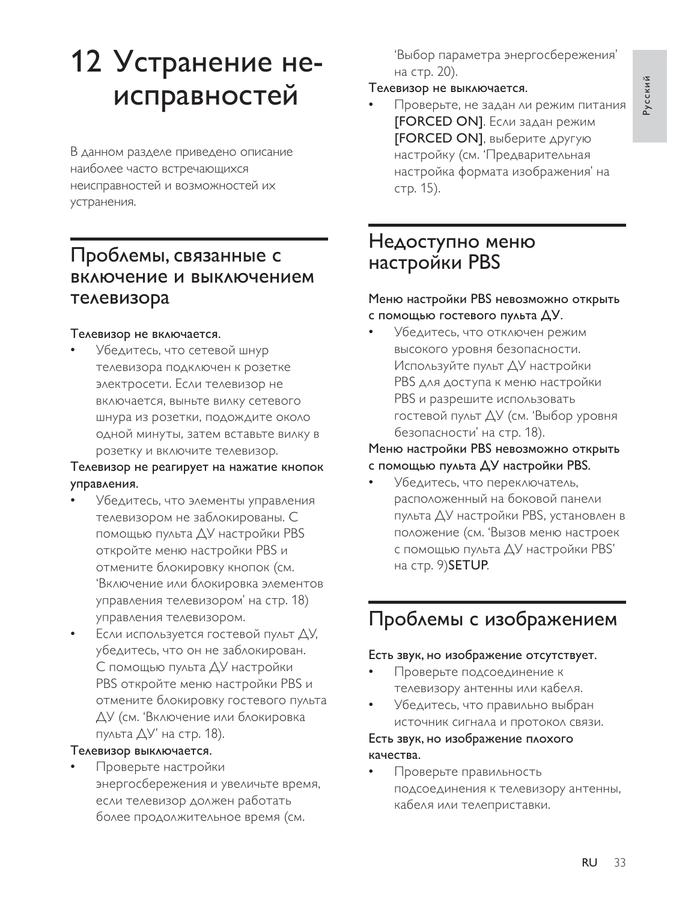# 12 Устранение неисправностей

В данном разделе приведено описание наиболее часто встречающихся неисправностей и возможностей их устранения.

## Проблемы, связанные с включение и выключением телевизора

**Телевизор не включается.**

- Убедитесь, что сетевой шнур телевизора подключен к розетке электросети. Если телевизор не включается, выньте вилку сетевого шнура из розетки, подождите около одной минуты, затем вставьте вилку в розетку и включите телевизор.

**Телевизор не реагирует на нажатие кнопок управления.**

- Убедитесь, что элементы управления телевизором не заблокированы. С помощью пульта ДУ настройки PBS откройте меню настройки PBS и отмените блокировку кнопок (см. 'Включение или блокировка элементов управления телевизором' на стр. 18) управления телевизором.
- Если используется гостевой пульт ДУ, убедитесь, что он не заблокирован. С помощью пульта ДУ настройки PBS откройте меню настройки PBS и отмените блокировку гостевого пульта ДУ (см. 'Включение или блокировка пульта ДУ' на стр. 18).

**Телевизор выключается.**

- Проверьте настройки энергосбережения и увеличьте время, если телевизор должен работать более продолжительное время (см. 'Выбор параметра энергосбережения' на стр. 20).

**Телевизор не выключается.**

- Проверьте, не задан ли режим питания **[FORCED ON]**. Если задан режим **[FORCED ON]**, выберите другую настройку (см. 'Предварительная настройка формата изображения' на стр. 15).

## Недоступно меню настройки PBS

**Меню настройки PBS невозможно открыть с помощью гостевого пульта ДУ.**

- Убедитесь, что отключен режим высокого уровня безопасности. Используйте пульт ДУ настройки PBS для доступа к меню настройки PBS и разрешите использовать гостевой пульт ДУ (см. 'Выбор уровня безопасности' на стр. 18).

**Меню настройки PBS невозможно открыть с помощью пульта ДУ настройки PBS.**

- Убедитесь, что переключатель, расположенный на боковой панели пульта ДУ настройки PBS, установлен в положение (см. 'Вызов меню настроек с помощью пульта ДУ настройки PBS' на стр. 9)**SETUP**.

## Проблемы с изображением

**Есть звук, но изображение отсутствует.**

- Проверьте подсоединение к телевизору антенны или кабеля.
- Убедитесь, что правильно выбран источник сигнала и протокол связи.

**Есть звук, но изображение плохого качества.**

- Проверьте правильность подсоединения к телевизору антенны, кабеля или телеприставки.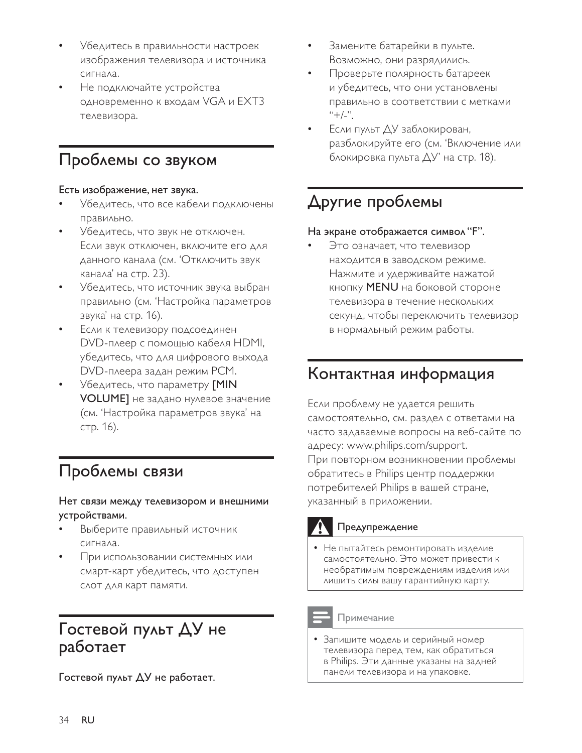- Убедитесь в правильности настроек изображения телевизора и источника сигнала.
- Не подключайте устройства одновременно к входам VGA и EXT3 телевизора.

## Проблемы со звуком

**Есть изображение, нет звука.**

- Убедитесь, что все кабели подключены правильно.
- Убедитесь, что звук не отключен. Если звук отключен, включите его для данного канала (см. 'Отключить звук канала' на стр. 23).
- Убедитесь, что источник звука выбран правильно (см. 'Настройка параметров звука' на стр. 16).
- Если к телевизору подсоединен DVD-плеер с помощью кабеля HDMI, убедитесь, что для цифрового выхода DVD-плеера задан режим PCM.
- Убедитесь, что параметру **[MIN VOLUME]** не задано нулевое значение (см. 'Настройка параметров звука' на стр. 16).

## Проблемы связи

**Нет связи между телевизором и внешними устройствами.**

- Выберите правильный источник сигнала.
- При использовании системных или смарт-карт убедитесь, что доступен слот для карт памяти.

## Гостевой пульт ДУ не работает

**Гостевой пульт ДУ не работает.**

- Замените батарейки в пульте. Возможно, они разрядились.
- Проверьте полярность батареек и убедитесь, что они установлены правильно в соответствии с метками "+/-".
- Если пульт ДУ заблокирован, разблокируйте его (см. 'Включение или блокировка пульта ДУ' на стр. 18).

## Другие проблемы

**На экране отображается символ "F".**

- Это означает, что телевизор находится в заводском режиме. Нажмите и удерживайте нажатой кнопку **MENU** на боковой стороне телевизора в течение нескольких секунд, чтобы переключить телевизор в нормальный режим работы.

## Контактная информация

Если проблему не удается решить самостоятельно, см. раздел с ответами на часто задаваемые вопросы на веб-сайте по адресу: www.philips.com/support.
При повторном возникновении проблемы обратитесь в Philips центр поддержки потребителей Philips в вашей стране, указанный в приложении.

**Предупреждение**

- Не пытайтесь ремонтировать изделие самостоятельно. Это может привести к необратимым повреждениям изделия или лишить силы вашу гарантийную карту.

**Примечание**

- Запишите модель и серийный номер телевизора перед тем, как обратиться в Philips. Эти данные указаны на задней панели телевизора и на упаковке.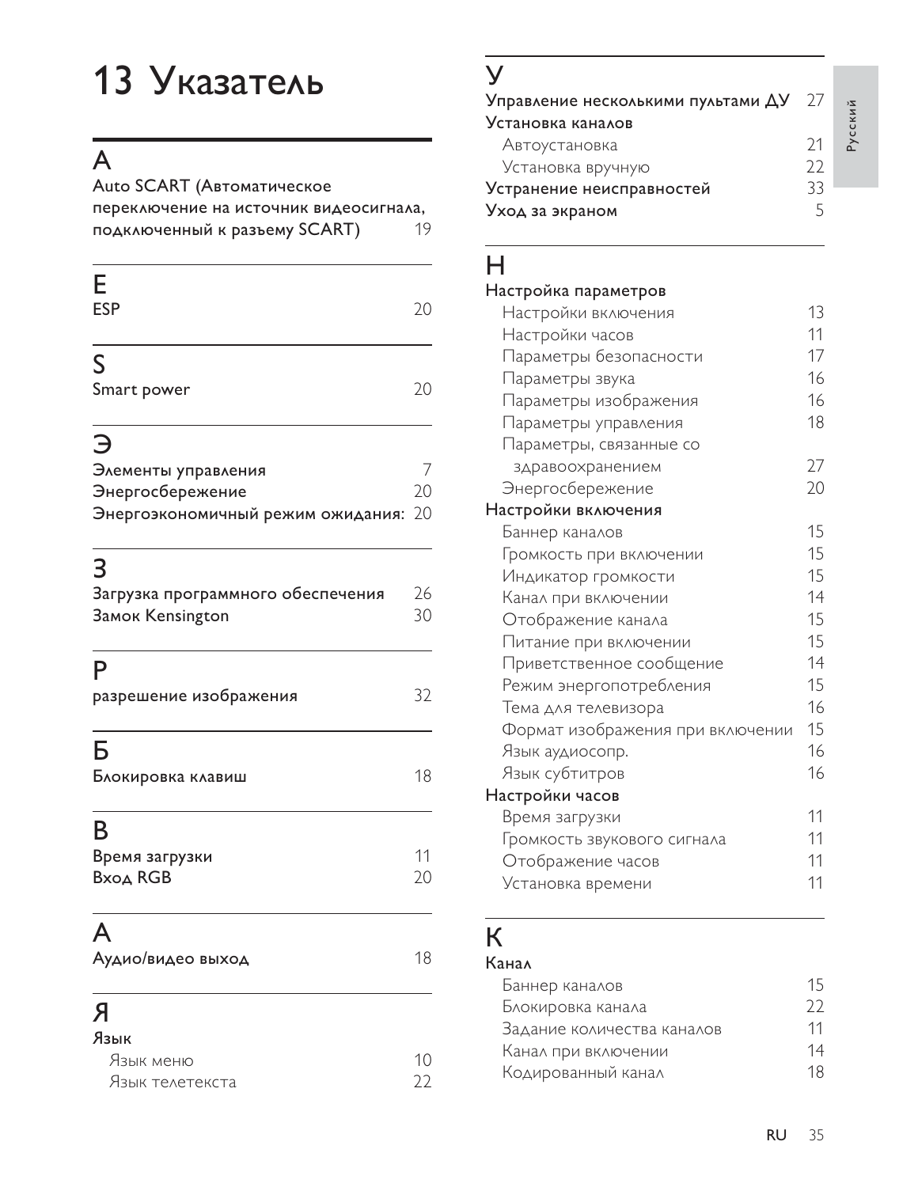# 13 Указатель

## A

Auto SCART (Автоматическое переключение на источник видеосигнала, подключенный к разъему SCART) 19

## E

ESP 20

## S

Smart power 20

## Э

Элементы управления 7
Энергосбережение 20
Энергоэкономичный режим ожидания: 20

## З

Загрузка программного обеспечения 26
Замок Kensington 30

## Р

разрешение изображения 32

## Б

Блокировка клавиш 18

## В

Время загрузки 11
Вход RGB 20

## А

Аудио/видео выход 18

## Я

Язык
- Язык меню 10
- Язык телетекста 22

## У

Управление несколькими пультами ДУ 27
Установка каналов
- Автоустановка 21
- Установка вручную 22

Устранение неисправностей 33
Уход за экраном 5

## Н

Настройка параметров
- Настройки включения 13
- Настройки часов 11
- Параметры безопасности 17
- Параметры звука 16
- Параметры изображения 16
- Параметры управления 18
- Параметры, связанные со здравоохранением 27
- Энергосбережение 20

Настройки включения
- Баннер каналов 15
- Громкость при включении 15
- Индикатор громкости 15
- Канал при включении 14
- Отображение канала 15
- Питание при включении 15
- Приветственное сообщение 14
- Режим энергопотребления 15
- Тема для телевизора 16
- Формат изображения при включении 15
- Язык аудиосопр. 16
- Язык субтитров 16

Настройки часов
- Время загрузки 11
- Громкость звукового сигнала 11
- Отображение часов 11
- Установка времени 11

## К

Канал
- Баннер каналов 15
- Блокировка канала 22
- Задание количества каналов 11
- Канал при включении 14
- Кодированный канал 18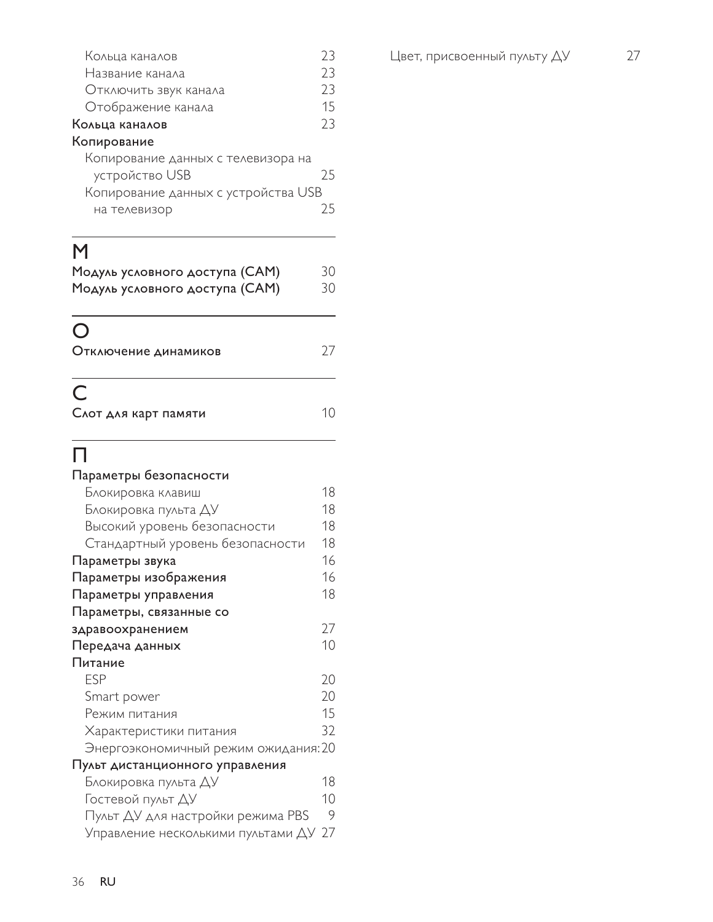Кольца каналов 23
Название канала 23
Отключить звук канала 23
Отображение канала 15

**Кольца каналов** 23

**Копирование**

Копирование данных с телевизора на устройство USB 25
Копирование данных с устройства USB на телевизор 25

## М

**Модуль условного доступа (CAM)** 30
**Модуль условного доступа (CAM)** 30

## О

**Отключение динамиков** 27

## С

**Слот для карт памяти** 10

## П

**Параметры безопасности**

Блокировка клавиш 18
Блокировка пульта ДУ 18
Высокий уровень безопасности 18
Стандартный уровень безопасности 18

**Параметры звука** 16
**Параметры изображения** 16
**Параметры управления** 18
**Параметры, связанные со здравоохранением** 27
**Передача данных** 10
**Питание**

ESP 20
Smart power 20
Режим питания 15
Характеристики питания 32
Энергоэкономичный режим ожидания: 20

**Пульт дистанционного управления**

Блокировка пульта ДУ 18
Гостевой пульт ДУ 10
Пульт ДУ для настройки режима PBS 9
Управление несколькими пультами ДУ 27
Цвет, присвоенный пульту ДУ 27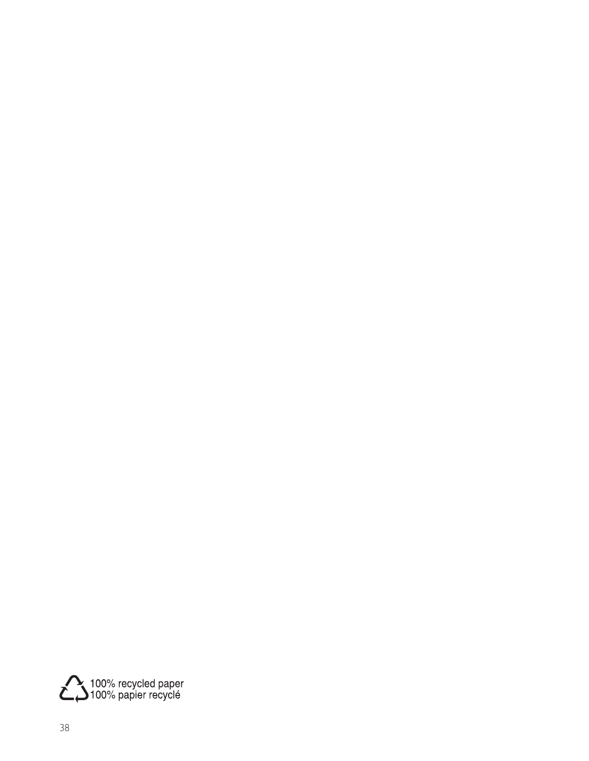100% recycled paper
100% papier recyclé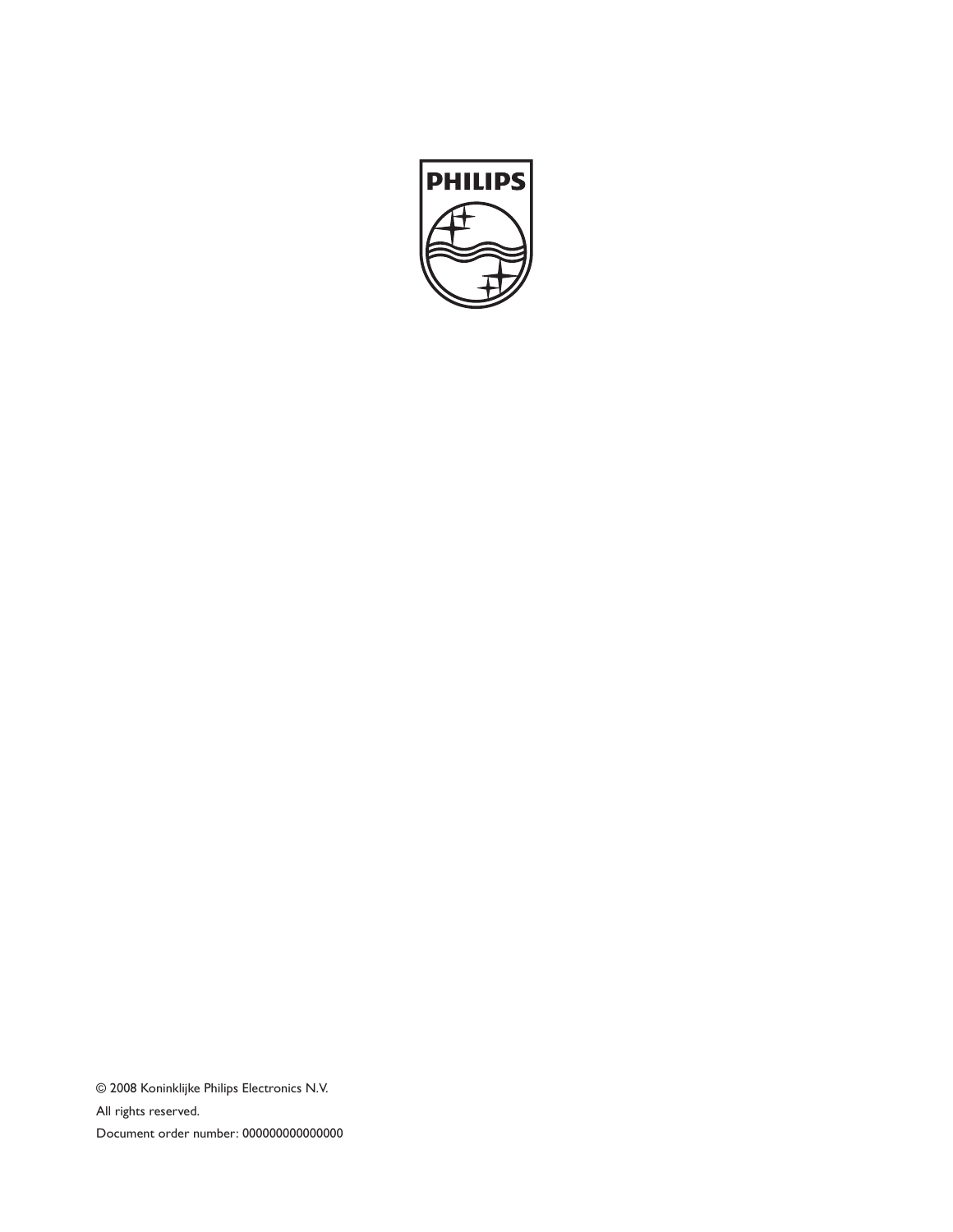PHILIPS

© 2008 Koninklijke Philips Electronics N.V.

All rights reserved.

Document order number: 000000000000000